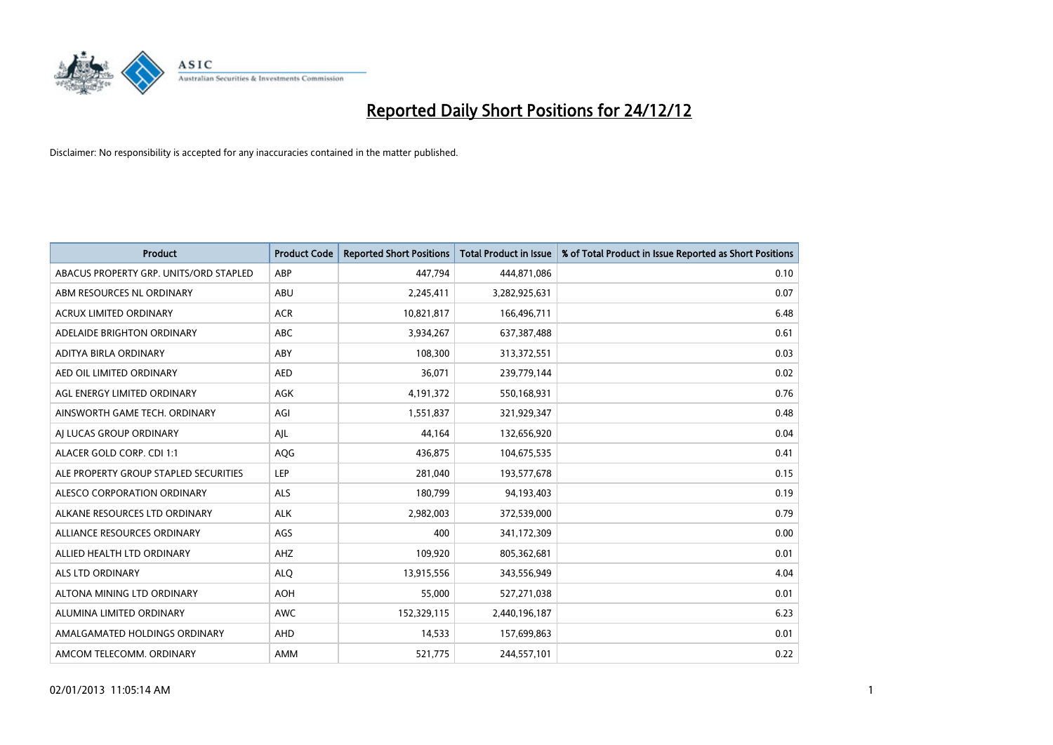# Reported Daily Short Positions for 24/12/12

Disclaimer: No responsibility is accepted for any inaccuracies contained in the matter published.

| Product | Product Code | Reported Short Positions | Total Product in Issue | % of Total Product in Issue Reported as Short Positions |
|---|---|---|---|---|
| ABACUS PROPERTY GRP. UNITS/ORD STAPLED | ABP | 447,794 | 444,871,086 | 0.10 |
| ABM RESOURCES NL ORDINARY | ABU | 2,245,411 | 3,282,925,631 | 0.07 |
| ACRUX LIMITED ORDINARY | ACR | 10,821,817 | 166,496,711 | 6.48 |
| ADELAIDE BRIGHTON ORDINARY | ABC | 3,934,267 | 637,387,488 | 0.61 |
| ADITYA BIRLA ORDINARY | ABY | 108,300 | 313,372,551 | 0.03 |
| AED OIL LIMITED ORDINARY | AED | 36,071 | 239,779,144 | 0.02 |
| AGL ENERGY LIMITED ORDINARY | AGK | 4,191,372 | 550,168,931 | 0.76 |
| AINSWORTH GAME TECH. ORDINARY | AGI | 1,551,837 | 321,929,347 | 0.48 |
| AJ LUCAS GROUP ORDINARY | AJL | 44,164 | 132,656,920 | 0.04 |
| ALACER GOLD CORP. CDI 1:1 | AQG | 436,875 | 104,675,535 | 0.41 |
| ALE PROPERTY GROUP STAPLED SECURITIES | LEP | 281,040 | 193,577,678 | 0.15 |
| ALESCO CORPORATION ORDINARY | ALS | 180,799 | 94,193,403 | 0.19 |
| ALKANE RESOURCES LTD ORDINARY | ALK | 2,982,003 | 372,539,000 | 0.79 |
| ALLIANCE RESOURCES ORDINARY | AGS | 400 | 341,172,309 | 0.00 |
| ALLIED HEALTH LTD ORDINARY | AHZ | 109,920 | 805,362,681 | 0.01 |
| ALS LTD ORDINARY | ALQ | 13,915,556 | 343,556,949 | 4.04 |
| ALTONA MINING LTD ORDINARY | AOH | 55,000 | 527,271,038 | 0.01 |
| ALUMINA LIMITED ORDINARY | AWC | 152,329,115 | 2,440,196,187 | 6.23 |
| AMALGAMATED HOLDINGS ORDINARY | AHD | 14,533 | 157,699,863 | 0.01 |
| AMCOM TELECOMM. ORDINARY | AMM | 521,775 | 244,557,101 | 0.22 |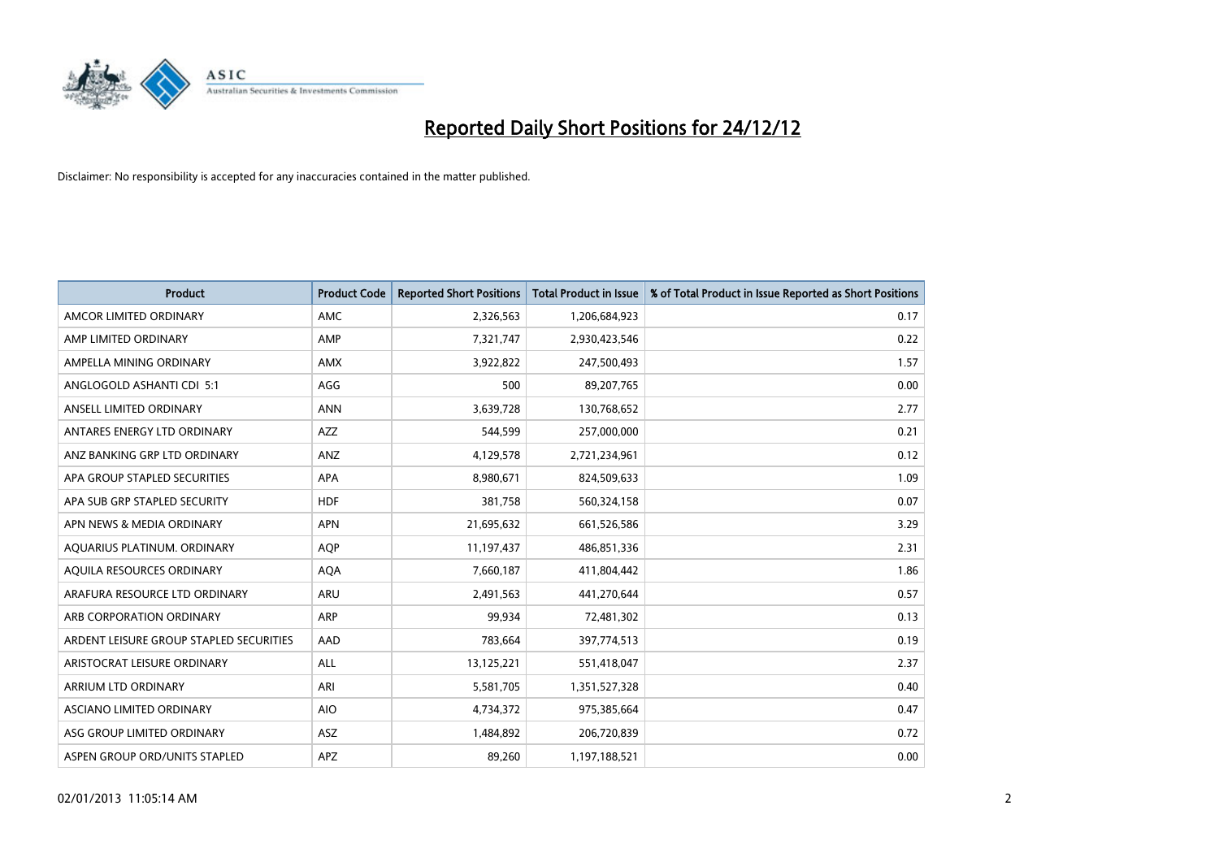# Reported Daily Short Positions for 24/12/12

Disclaimer: No responsibility is accepted for any inaccuracies contained in the matter published.

| Product | Product Code | Reported Short Positions | Total Product in Issue | % of Total Product in Issue Reported as Short Positions |
|---|---|---|---|---|
| AMCOR LIMITED ORDINARY | AMC | 2,326,563 | 1,206,684,923 | 0.17 |
| AMP LIMITED ORDINARY | AMP | 7,321,747 | 2,930,423,546 | 0.22 |
| AMPELLA MINING ORDINARY | AMX | 3,922,822 | 247,500,493 | 1.57 |
| ANGLOGOLD ASHANTI CDI 5:1 | AGG | 500 | 89,207,765 | 0.00 |
| ANSELL LIMITED ORDINARY | ANN | 3,639,728 | 130,768,652 | 2.77 |
| ANTARES ENERGY LTD ORDINARY | AZZ | 544,599 | 257,000,000 | 0.21 |
| ANZ BANKING GRP LTD ORDINARY | ANZ | 4,129,578 | 2,721,234,961 | 0.12 |
| APA GROUP STAPLED SECURITIES | APA | 8,980,671 | 824,509,633 | 1.09 |
| APA SUB GRP STAPLED SECURITY | HDF | 381,758 | 560,324,158 | 0.07 |
| APN NEWS & MEDIA ORDINARY | APN | 21,695,632 | 661,526,586 | 3.29 |
| AQUARIUS PLATINUM. ORDINARY | AQP | 11,197,437 | 486,851,336 | 2.31 |
| AQUILA RESOURCES ORDINARY | AQA | 7,660,187 | 411,804,442 | 1.86 |
| ARAFURA RESOURCE LTD ORDINARY | ARU | 2,491,563 | 441,270,644 | 0.57 |
| ARB CORPORATION ORDINARY | ARP | 99,934 | 72,481,302 | 0.13 |
| ARDENT LEISURE GROUP STAPLED SECURITIES | AAD | 783,664 | 397,774,513 | 0.19 |
| ARISTOCRAT LEISURE ORDINARY | ALL | 13,125,221 | 551,418,047 | 2.37 |
| ARRIUM LTD ORDINARY | ARI | 5,581,705 | 1,351,527,328 | 0.40 |
| ASCIANO LIMITED ORDINARY | AIO | 4,734,372 | 975,385,664 | 0.47 |
| ASG GROUP LIMITED ORDINARY | ASZ | 1,484,892 | 206,720,839 | 0.72 |
| ASPEN GROUP ORD/UNITS STAPLED | APZ | 89,260 | 1,197,188,521 | 0.00 |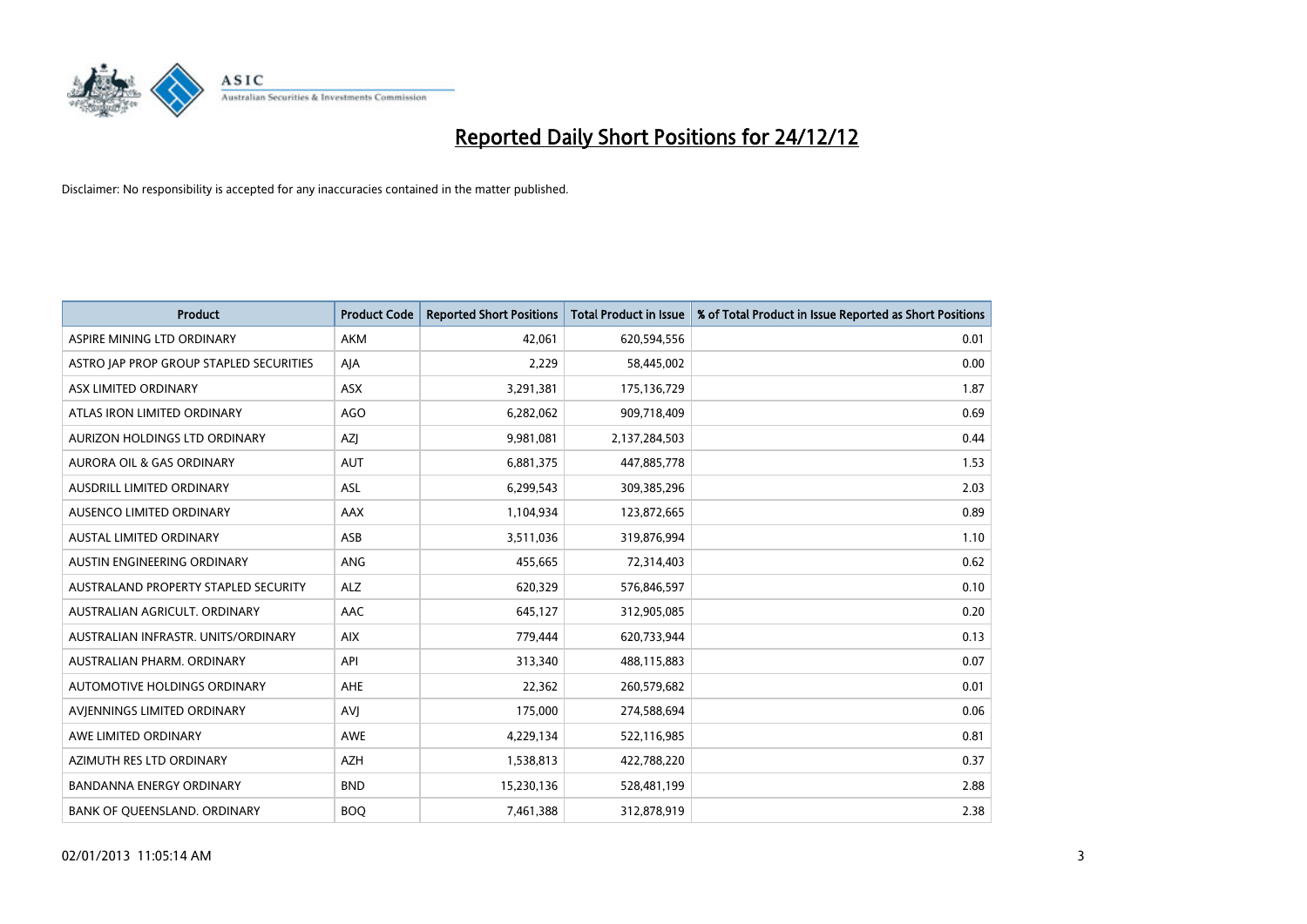# Reported Daily Short Positions for 24/12/12

Disclaimer: No responsibility is accepted for any inaccuracies contained in the matter published.

| Product | Product Code | Reported Short Positions | Total Product in Issue | % of Total Product in Issue Reported as Short Positions |
|---|---|---|---|---|
| ASPIRE MINING LTD ORDINARY | AKM | 42,061 | 620,594,556 | 0.01 |
| ASTRO JAP PROP GROUP STAPLED SECURITIES | AJA | 2,229 | 58,445,002 | 0.00 |
| ASX LIMITED ORDINARY | ASX | 3,291,381 | 175,136,729 | 1.87 |
| ATLAS IRON LIMITED ORDINARY | AGO | 6,282,062 | 909,718,409 | 0.69 |
| AURIZON HOLDINGS LTD ORDINARY | AZJ | 9,981,081 | 2,137,284,503 | 0.44 |
| AURORA OIL & GAS ORDINARY | AUT | 6,881,375 | 447,885,778 | 1.53 |
| AUSDRILL LIMITED ORDINARY | ASL | 6,299,543 | 309,385,296 | 2.03 |
| AUSENCO LIMITED ORDINARY | AAX | 1,104,934 | 123,872,665 | 0.89 |
| AUSTAL LIMITED ORDINARY | ASB | 3,511,036 | 319,876,994 | 1.10 |
| AUSTIN ENGINEERING ORDINARY | ANG | 455,665 | 72,314,403 | 0.62 |
| AUSTRALAND PROPERTY STAPLED SECURITY | ALZ | 620,329 | 576,846,597 | 0.10 |
| AUSTRALIAN AGRICULT. ORDINARY | AAC | 645,127 | 312,905,085 | 0.20 |
| AUSTRALIAN INFRASTR. UNITS/ORDINARY | AIX | 779,444 | 620,733,944 | 0.13 |
| AUSTRALIAN PHARM. ORDINARY | API | 313,340 | 488,115,883 | 0.07 |
| AUTOMOTIVE HOLDINGS ORDINARY | AHE | 22,362 | 260,579,682 | 0.01 |
| AVJENNINGS LIMITED ORDINARY | AVJ | 175,000 | 274,588,694 | 0.06 |
| AWE LIMITED ORDINARY | AWE | 4,229,134 | 522,116,985 | 0.81 |
| AZIMUTH RES LTD ORDINARY | AZH | 1,538,813 | 422,788,220 | 0.37 |
| BANDANNA ENERGY ORDINARY | BND | 15,230,136 | 528,481,199 | 2.88 |
| BANK OF QUEENSLAND. ORDINARY | BOQ | 7,461,388 | 312,878,919 | 2.38 |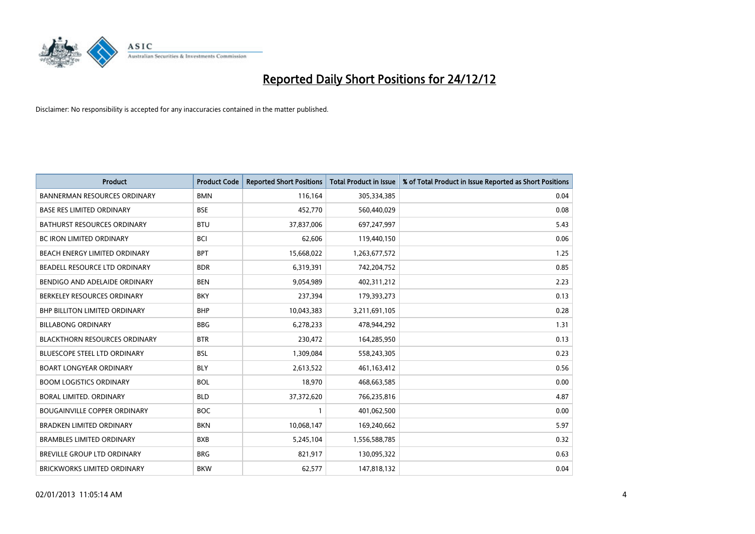# Reported Daily Short Positions for 24/12/12

Disclaimer: No responsibility is accepted for any inaccuracies contained in the matter published.

| Product | Product Code | Reported Short Positions | Total Product in Issue | % of Total Product in Issue Reported as Short Positions |
|---|---|---|---|---|
| BANNERMAN RESOURCES ORDINARY | BMN | 116,164 | 305,334,385 | 0.04 |
| BASE RES LIMITED ORDINARY | BSE | 452,770 | 560,440,029 | 0.08 |
| BATHURST RESOURCES ORDINARY | BTU | 37,837,006 | 697,247,997 | 5.43 |
| BC IRON LIMITED ORDINARY | BCI | 62,606 | 119,440,150 | 0.06 |
| BEACH ENERGY LIMITED ORDINARY | BPT | 15,668,022 | 1,263,677,572 | 1.25 |
| BEADELL RESOURCE LTD ORDINARY | BDR | 6,319,391 | 742,204,752 | 0.85 |
| BENDIGO AND ADELAIDE ORDINARY | BEN | 9,054,989 | 402,311,212 | 2.23 |
| BERKELEY RESOURCES ORDINARY | BKY | 237,394 | 179,393,273 | 0.13 |
| BHP BILLITON LIMITED ORDINARY | BHP | 10,043,383 | 3,211,691,105 | 0.28 |
| BILLABONG ORDINARY | BBG | 6,278,233 | 478,944,292 | 1.31 |
| BLACKTHORN RESOURCES ORDINARY | BTR | 230,472 | 164,285,950 | 0.13 |
| BLUESCOPE STEEL LTD ORDINARY | BSL | 1,309,084 | 558,243,305 | 0.23 |
| BOART LONGYEAR ORDINARY | BLY | 2,613,522 | 461,163,412 | 0.56 |
| BOOM LOGISTICS ORDINARY | BOL | 18,970 | 468,663,585 | 0.00 |
| BORAL LIMITED. ORDINARY | BLD | 37,372,620 | 766,235,816 | 4.87 |
| BOUGAINVILLE COPPER ORDINARY | BOC | 1 | 401,062,500 | 0.00 |
| BRADKEN LIMITED ORDINARY | BKN | 10,068,147 | 169,240,662 | 5.97 |
| BRAMBLES LIMITED ORDINARY | BXB | 5,245,104 | 1,556,588,785 | 0.32 |
| BREVILLE GROUP LTD ORDINARY | BRG | 821,917 | 130,095,322 | 0.63 |
| BRICKWORKS LIMITED ORDINARY | BKW | 62,577 | 147,818,132 | 0.04 |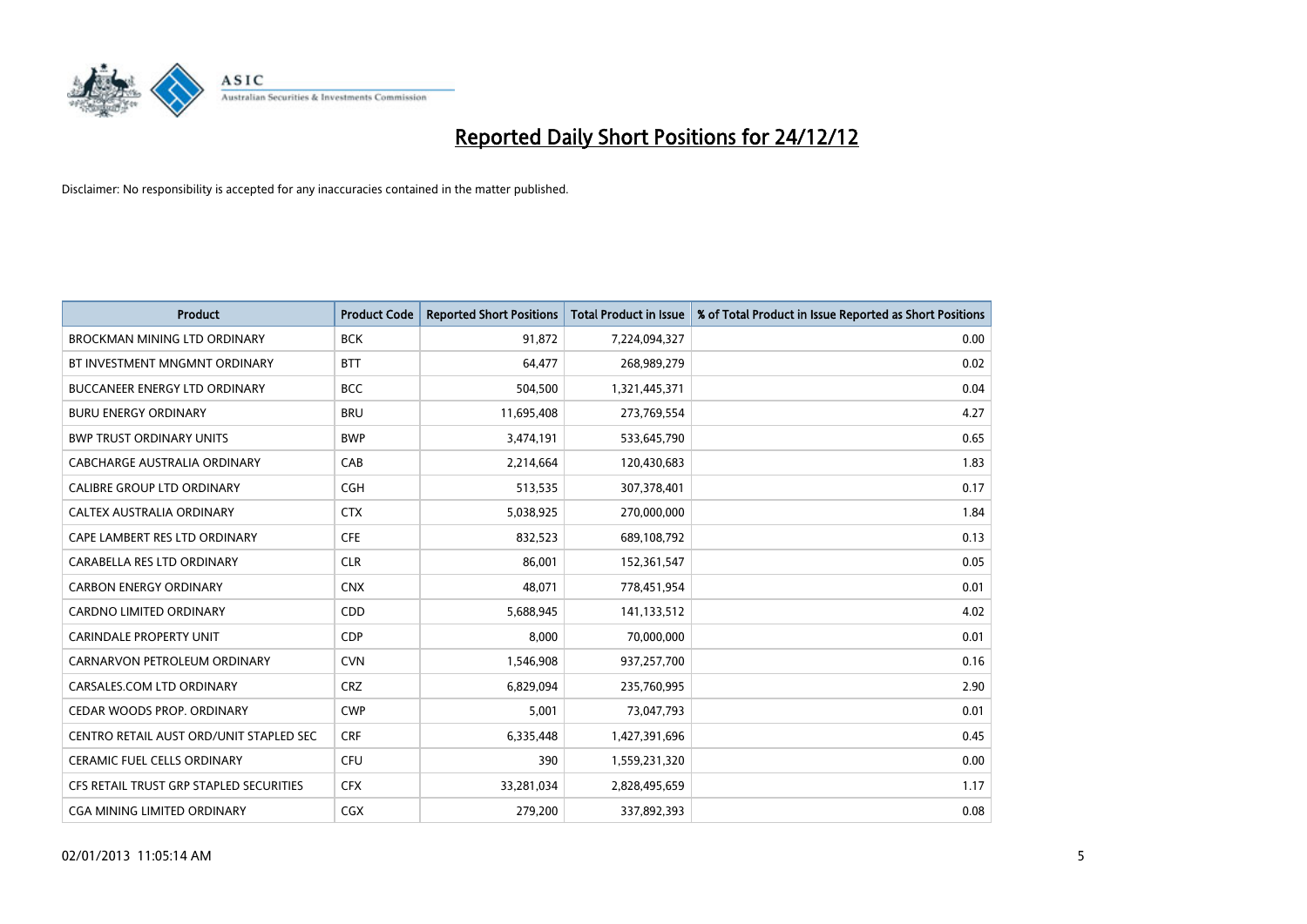# Reported Daily Short Positions for 24/12/12

Disclaimer: No responsibility is accepted for any inaccuracies contained in the matter published.

| Product | Product Code | Reported Short Positions | Total Product in Issue | % of Total Product in Issue Reported as Short Positions |
|---|---|---|---|---|
| BROCKMAN MINING LTD ORDINARY | BCK | 91,872 | 7,224,094,327 | 0.00 |
| BT INVESTMENT MNGMNT ORDINARY | BTT | 64,477 | 268,989,279 | 0.02 |
| BUCCANEER ENERGY LTD ORDINARY | BCC | 504,500 | 1,321,445,371 | 0.04 |
| BURU ENERGY ORDINARY | BRU | 11,695,408 | 273,769,554 | 4.27 |
| BWP TRUST ORDINARY UNITS | BWP | 3,474,191 | 533,645,790 | 0.65 |
| CABCHARGE AUSTRALIA ORDINARY | CAB | 2,214,664 | 120,430,683 | 1.83 |
| CALIBRE GROUP LTD ORDINARY | CGH | 513,535 | 307,378,401 | 0.17 |
| CALTEX AUSTRALIA ORDINARY | CTX | 5,038,925 | 270,000,000 | 1.84 |
| CAPE LAMBERT RES LTD ORDINARY | CFE | 832,523 | 689,108,792 | 0.13 |
| CARABELLA RES LTD ORDINARY | CLR | 86,001 | 152,361,547 | 0.05 |
| CARBON ENERGY ORDINARY | CNX | 48,071 | 778,451,954 | 0.01 |
| CARDNO LIMITED ORDINARY | CDD | 5,688,945 | 141,133,512 | 4.02 |
| CARINDALE PROPERTY UNIT | CDP | 8,000 | 70,000,000 | 0.01 |
| CARNARVON PETROLEUM ORDINARY | CVN | 1,546,908 | 937,257,700 | 0.16 |
| CARSALES.COM LTD ORDINARY | CRZ | 6,829,094 | 235,760,995 | 2.90 |
| CEDAR WOODS PROP. ORDINARY | CWP | 5,001 | 73,047,793 | 0.01 |
| CENTRO RETAIL AUST ORD/UNIT STAPLED SEC | CRF | 6,335,448 | 1,427,391,696 | 0.45 |
| CERAMIC FUEL CELLS ORDINARY | CFU | 390 | 1,559,231,320 | 0.00 |
| CFS RETAIL TRUST GRP STAPLED SECURITIES | CFX | 33,281,034 | 2,828,495,659 | 1.17 |
| CGA MINING LIMITED ORDINARY | CGX | 279,200 | 337,892,393 | 0.08 |

02/01/2013 11:05:14 AM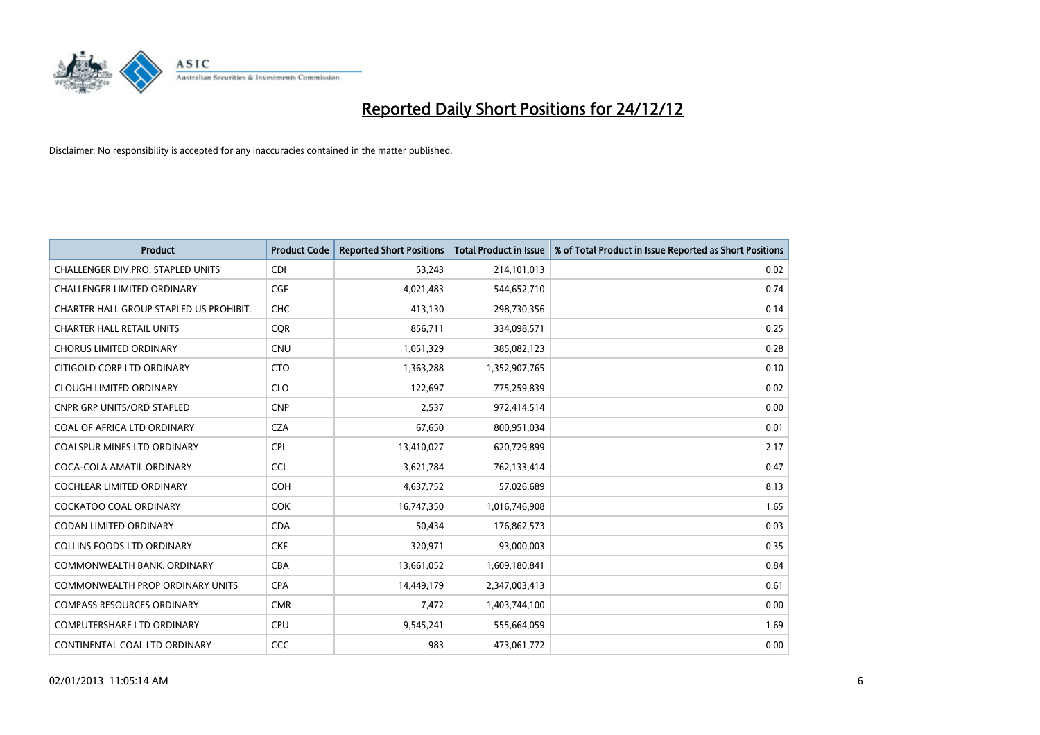# Reported Daily Short Positions for 24/12/12

Disclaimer: No responsibility is accepted for any inaccuracies contained in the matter published.

| Product | Product Code | Reported Short Positions | Total Product in Issue | % of Total Product in Issue Reported as Short Positions |
|---|---|---|---|---|
| CHALLENGER DIV.PRO. STAPLED UNITS | CDI | 53,243 | 214,101,013 | 0.02 |
| CHALLENGER LIMITED ORDINARY | CGF | 4,021,483 | 544,652,710 | 0.74 |
| CHARTER HALL GROUP STAPLED US PROHIBIT. | CHC | 413,130 | 298,730,356 | 0.14 |
| CHARTER HALL RETAIL UNITS | CQR | 856,711 | 334,098,571 | 0.25 |
| CHORUS LIMITED ORDINARY | CNU | 1,051,329 | 385,082,123 | 0.28 |
| CITIGOLD CORP LTD ORDINARY | CTO | 1,363,288 | 1,352,907,765 | 0.10 |
| CLOUGH LIMITED ORDINARY | CLO | 122,697 | 775,259,839 | 0.02 |
| CNPR GRP UNITS/ORD STAPLED | CNP | 2,537 | 972,414,514 | 0.00 |
| COAL OF AFRICA LTD ORDINARY | CZA | 67,650 | 800,951,034 | 0.01 |
| COALSPUR MINES LTD ORDINARY | CPL | 13,410,027 | 620,729,899 | 2.17 |
| COCA-COLA AMATIL ORDINARY | CCL | 3,621,784 | 762,133,414 | 0.47 |
| COCHLEAR LIMITED ORDINARY | COH | 4,637,752 | 57,026,689 | 8.13 |
| COCKATOO COAL ORDINARY | COK | 16,747,350 | 1,016,746,908 | 1.65 |
| CODAN LIMITED ORDINARY | CDA | 50,434 | 176,862,573 | 0.03 |
| COLLINS FOODS LTD ORDINARY | CKF | 320,971 | 93,000,003 | 0.35 |
| COMMONWEALTH BANK. ORDINARY | CBA | 13,661,052 | 1,609,180,841 | 0.84 |
| COMMONWEALTH PROP ORDINARY UNITS | CPA | 14,449,179 | 2,347,003,413 | 0.61 |
| COMPASS RESOURCES ORDINARY | CMR | 7,472 | 1,403,744,100 | 0.00 |
| COMPUTERSHARE LTD ORDINARY | CPU | 9,545,241 | 555,664,059 | 1.69 |
| CONTINENTAL COAL LTD ORDINARY | CCC | 983 | 473,061,772 | 0.00 |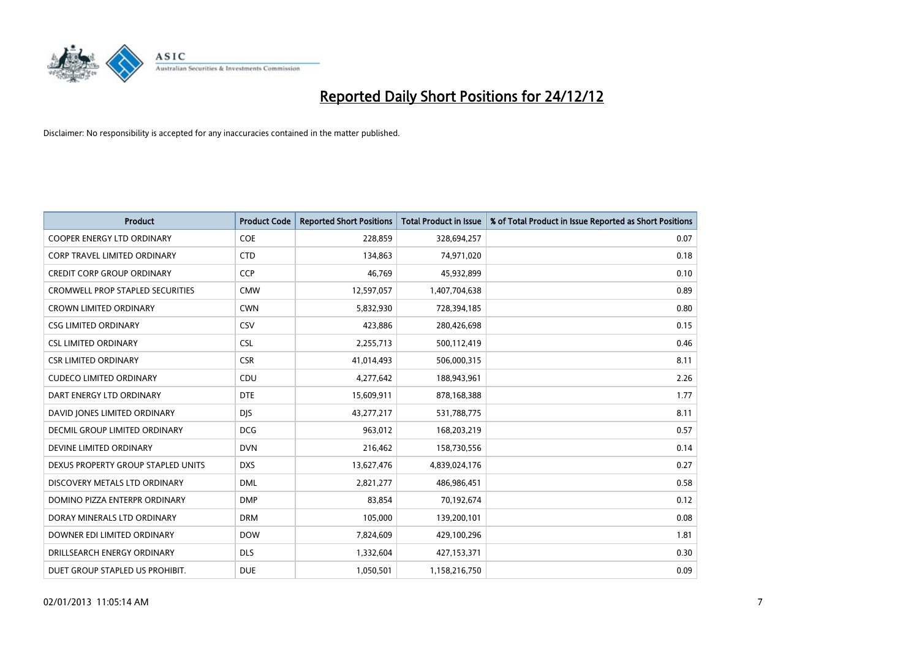# Reported Daily Short Positions for 24/12/12

Disclaimer: No responsibility is accepted for any inaccuracies contained in the matter published.

| Product | Product Code | Reported Short Positions | Total Product in Issue | % of Total Product in Issue Reported as Short Positions |
|---|---|---|---|---|
| COOPER ENERGY LTD ORDINARY | COE | 228,859 | 328,694,257 | 0.07 |
| CORP TRAVEL LIMITED ORDINARY | CTD | 134,863 | 74,971,020 | 0.18 |
| CREDIT CORP GROUP ORDINARY | CCP | 46,769 | 45,932,899 | 0.10 |
| CROMWELL PROP STAPLED SECURITIES | CMW | 12,597,057 | 1,407,704,638 | 0.89 |
| CROWN LIMITED ORDINARY | CWN | 5,832,930 | 728,394,185 | 0.80 |
| CSG LIMITED ORDINARY | CSV | 423,886 | 280,426,698 | 0.15 |
| CSL LIMITED ORDINARY | CSL | 2,255,713 | 500,112,419 | 0.46 |
| CSR LIMITED ORDINARY | CSR | 41,014,493 | 506,000,315 | 8.11 |
| CUDECO LIMITED ORDINARY | CDU | 4,277,642 | 188,943,961 | 2.26 |
| DART ENERGY LTD ORDINARY | DTE | 15,609,911 | 878,168,388 | 1.77 |
| DAVID JONES LIMITED ORDINARY | DJS | 43,277,217 | 531,788,775 | 8.11 |
| DECMIL GROUP LIMITED ORDINARY | DCG | 963,012 | 168,203,219 | 0.57 |
| DEVINE LIMITED ORDINARY | DVN | 216,462 | 158,730,556 | 0.14 |
| DEXUS PROPERTY GROUP STAPLED UNITS | DXS | 13,627,476 | 4,839,024,176 | 0.27 |
| DISCOVERY METALS LTD ORDINARY | DML | 2,821,277 | 486,986,451 | 0.58 |
| DOMINO PIZZA ENTERPR ORDINARY | DMP | 83,854 | 70,192,674 | 0.12 |
| DORAY MINERALS LTD ORDINARY | DRM | 105,000 | 139,200,101 | 0.08 |
| DOWNER EDI LIMITED ORDINARY | DOW | 7,824,609 | 429,100,296 | 1.81 |
| DRILLSEARCH ENERGY ORDINARY | DLS | 1,332,604 | 427,153,371 | 0.30 |
| DUET GROUP STAPLED US PROHIBIT. | DUE | 1,050,501 | 1,158,216,750 | 0.09 |

02/01/2013 11:05:14 AM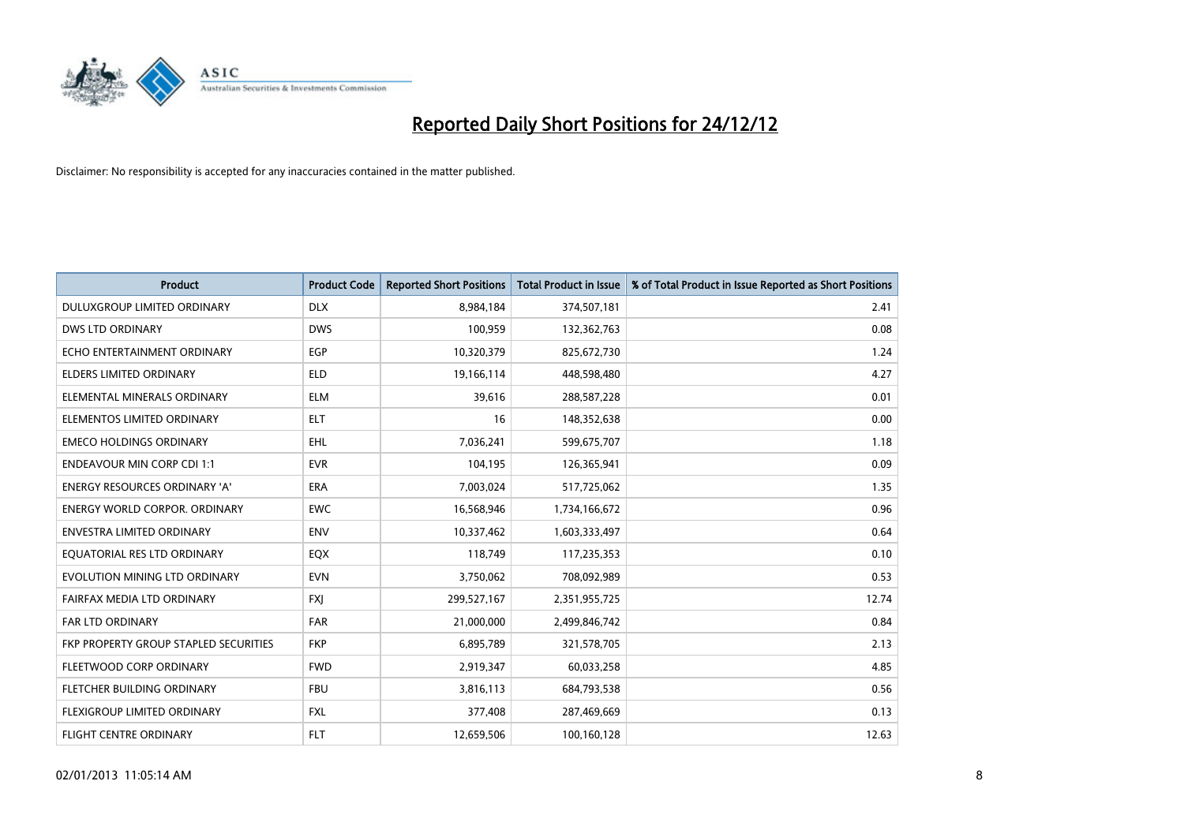# Reported Daily Short Positions for 24/12/12

Disclaimer: No responsibility is accepted for any inaccuracies contained in the matter published.

| Product | Product Code | Reported Short Positions | Total Product in Issue | % of Total Product in Issue Reported as Short Positions |
|---|---|---|---|---|
| DULUXGROUP LIMITED ORDINARY | DLX | 8,984,184 | 374,507,181 | 2.41 |
| DWS LTD ORDINARY | DWS | 100,959 | 132,362,763 | 0.08 |
| ECHO ENTERTAINMENT ORDINARY | EGP | 10,320,379 | 825,672,730 | 1.24 |
| ELDERS LIMITED ORDINARY | ELD | 19,166,114 | 448,598,480 | 4.27 |
| ELEMENTAL MINERALS ORDINARY | ELM | 39,616 | 288,587,228 | 0.01 |
| ELEMENTOS LIMITED ORDINARY | ELT | 16 | 148,352,638 | 0.00 |
| EMECO HOLDINGS ORDINARY | EHL | 7,036,241 | 599,675,707 | 1.18 |
| ENDEAVOUR MIN CORP CDI 1:1 | EVR | 104,195 | 126,365,941 | 0.09 |
| ENERGY RESOURCES ORDINARY 'A' | ERA | 7,003,024 | 517,725,062 | 1.35 |
| ENERGY WORLD CORPOR. ORDINARY | EWC | 16,568,946 | 1,734,166,672 | 0.96 |
| ENVESTRA LIMITED ORDINARY | ENV | 10,337,462 | 1,603,333,497 | 0.64 |
| EQUATORIAL RES LTD ORDINARY | EQX | 118,749 | 117,235,353 | 0.10 |
| EVOLUTION MINING LTD ORDINARY | EVN | 3,750,062 | 708,092,989 | 0.53 |
| FAIRFAX MEDIA LTD ORDINARY | FXJ | 299,527,167 | 2,351,955,725 | 12.74 |
| FAR LTD ORDINARY | FAR | 21,000,000 | 2,499,846,742 | 0.84 |
| FKP PROPERTY GROUP STAPLED SECURITIES | FKP | 6,895,789 | 321,578,705 | 2.13 |
| FLEETWOOD CORP ORDINARY | FWD | 2,919,347 | 60,033,258 | 4.85 |
| FLETCHER BUILDING ORDINARY | FBU | 3,816,113 | 684,793,538 | 0.56 |
| FLEXIGROUP LIMITED ORDINARY | FXL | 377,408 | 287,469,669 | 0.13 |
| FLIGHT CENTRE ORDINARY | FLT | 12,659,506 | 100,160,128 | 12.63 |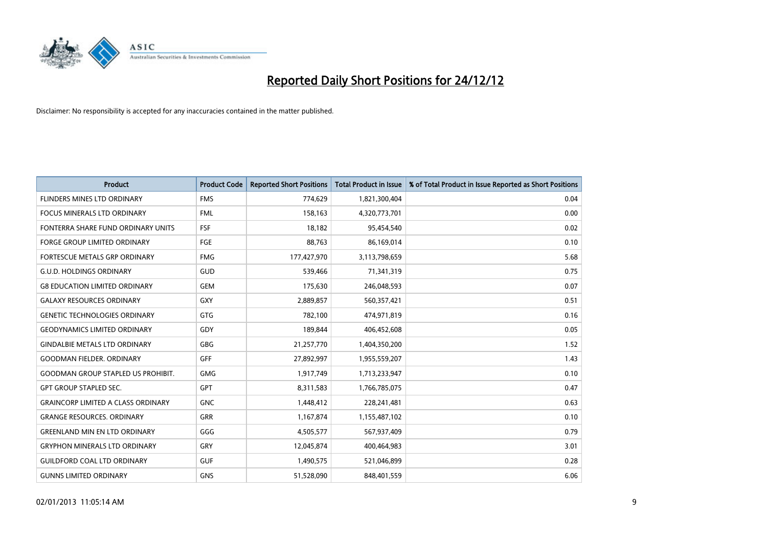# Reported Daily Short Positions for 24/12/12

Disclaimer: No responsibility is accepted for any inaccuracies contained in the matter published.

| Product | Product Code | Reported Short Positions | Total Product in Issue | % of Total Product in Issue Reported as Short Positions |
|---|---|---|---|---|
| FLINDERS MINES LTD ORDINARY | FMS | 774,629 | 1,821,300,404 | 0.04 |
| FOCUS MINERALS LTD ORDINARY | FML | 158,163 | 4,320,773,701 | 0.00 |
| FONTERRA SHARE FUND ORDINARY UNITS | FSF | 18,182 | 95,454,540 | 0.02 |
| FORGE GROUP LIMITED ORDINARY | FGE | 88,763 | 86,169,014 | 0.10 |
| FORTESCUE METALS GRP ORDINARY | FMG | 177,427,970 | 3,113,798,659 | 5.68 |
| G.U.D. HOLDINGS ORDINARY | GUD | 539,466 | 71,341,319 | 0.75 |
| G8 EDUCATION LIMITED ORDINARY | GEM | 175,630 | 246,048,593 | 0.07 |
| GALAXY RESOURCES ORDINARY | GXY | 2,889,857 | 560,357,421 | 0.51 |
| GENETIC TECHNOLOGIES ORDINARY | GTG | 782,100 | 474,971,819 | 0.16 |
| GEODYNAMICS LIMITED ORDINARY | GDY | 189,844 | 406,452,608 | 0.05 |
| GINDALBIE METALS LTD ORDINARY | GBG | 21,257,770 | 1,404,350,200 | 1.52 |
| GOODMAN FIELDER. ORDINARY | GFF | 27,892,997 | 1,955,559,207 | 1.43 |
| GOODMAN GROUP STAPLED US PROHIBIT. | GMG | 1,917,749 | 1,713,233,947 | 0.10 |
| GPT GROUP STAPLED SEC. | GPT | 8,311,583 | 1,766,785,075 | 0.47 |
| GRAINCORP LIMITED A CLASS ORDINARY | GNC | 1,448,412 | 228,241,481 | 0.63 |
| GRANGE RESOURCES. ORDINARY | GRR | 1,167,874 | 1,155,487,102 | 0.10 |
| GREENLAND MIN EN LTD ORDINARY | GGG | 4,505,577 | 567,937,409 | 0.79 |
| GRYPHON MINERALS LTD ORDINARY | GRY | 12,045,874 | 400,464,983 | 3.01 |
| GUILDFORD COAL LTD ORDINARY | GUF | 1,490,575 | 521,046,899 | 0.28 |
| GUNNS LIMITED ORDINARY | GNS | 51,528,090 | 848,401,559 | 6.06 |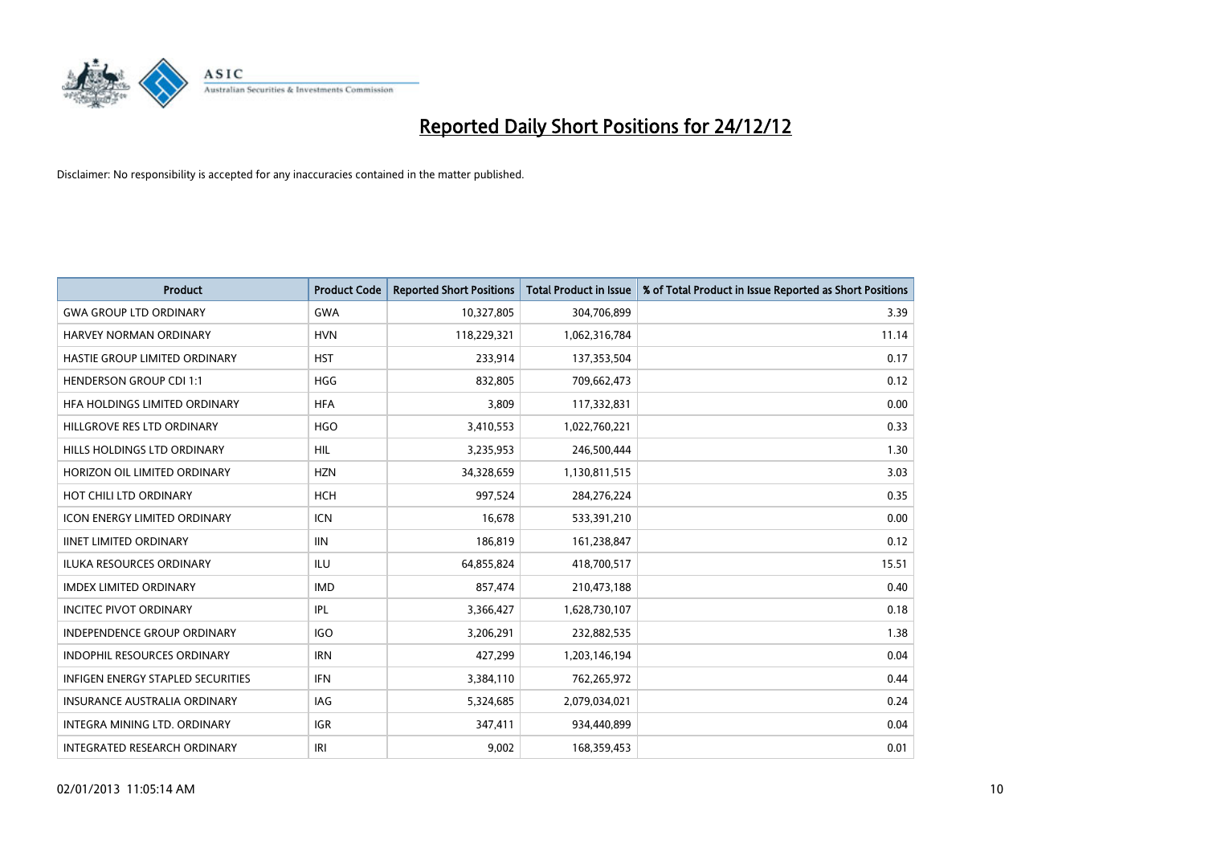# Reported Daily Short Positions for 24/12/12

Disclaimer: No responsibility is accepted for any inaccuracies contained in the matter published.

| Product | Product Code | Reported Short Positions | Total Product in Issue | % of Total Product in Issue Reported as Short Positions |
|---|---|---|---|---|
| GWA GROUP LTD ORDINARY | GWA | 10,327,805 | 304,706,899 | 3.39 |
| HARVEY NORMAN ORDINARY | HVN | 118,229,321 | 1,062,316,784 | 11.14 |
| HASTIE GROUP LIMITED ORDINARY | HST | 233,914 | 137,353,504 | 0.17 |
| HENDERSON GROUP CDI 1:1 | HGG | 832,805 | 709,662,473 | 0.12 |
| HFA HOLDINGS LIMITED ORDINARY | HFA | 3,809 | 117,332,831 | 0.00 |
| HILLGROVE RES LTD ORDINARY | HGO | 3,410,553 | 1,022,760,221 | 0.33 |
| HILLS HOLDINGS LTD ORDINARY | HIL | 3,235,953 | 246,500,444 | 1.30 |
| HORIZON OIL LIMITED ORDINARY | HZN | 34,328,659 | 1,130,811,515 | 3.03 |
| HOT CHILI LTD ORDINARY | HCH | 997,524 | 284,276,224 | 0.35 |
| ICON ENERGY LIMITED ORDINARY | ICN | 16,678 | 533,391,210 | 0.00 |
| IINET LIMITED ORDINARY | IIN | 186,819 | 161,238,847 | 0.12 |
| ILUKA RESOURCES ORDINARY | ILU | 64,855,824 | 418,700,517 | 15.51 |
| IMDEX LIMITED ORDINARY | IMD | 857,474 | 210,473,188 | 0.40 |
| INCITEC PIVOT ORDINARY | IPL | 3,366,427 | 1,628,730,107 | 0.18 |
| INDEPENDENCE GROUP ORDINARY | IGO | 3,206,291 | 232,882,535 | 1.38 |
| INDOPHIL RESOURCES ORDINARY | IRN | 427,299 | 1,203,146,194 | 0.04 |
| INFIGEN ENERGY STAPLED SECURITIES | IFN | 3,384,110 | 762,265,972 | 0.44 |
| INSURANCE AUSTRALIA ORDINARY | IAG | 5,324,685 | 2,079,034,021 | 0.24 |
| INTEGRA MINING LTD. ORDINARY | IGR | 347,411 | 934,440,899 | 0.04 |
| INTEGRATED RESEARCH ORDINARY | IRI | 9,002 | 168,359,453 | 0.01 |

02/01/2013 11:05:14 AM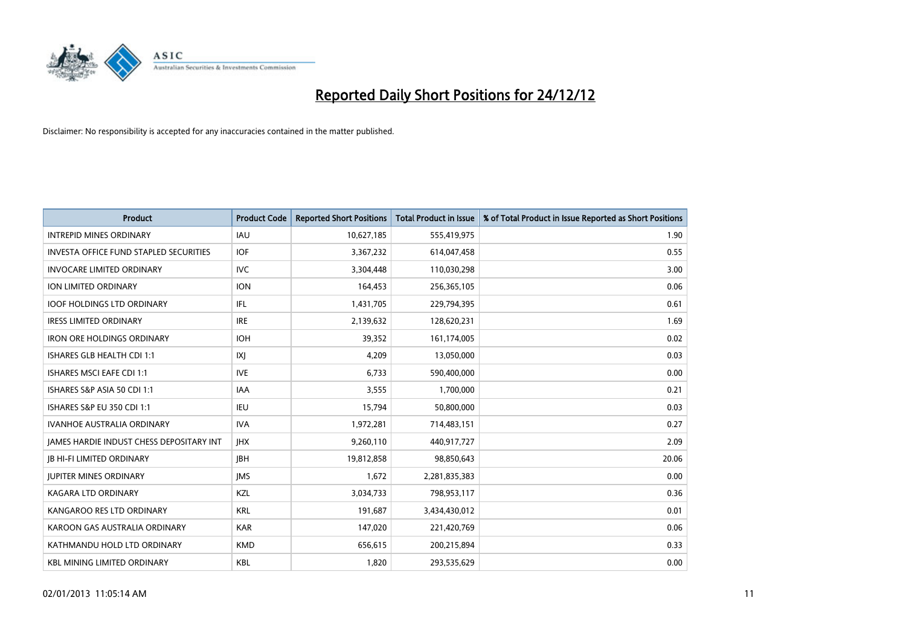# Reported Daily Short Positions for 24/12/12

Disclaimer: No responsibility is accepted for any inaccuracies contained in the matter published.

| Product | Product Code | Reported Short Positions | Total Product in Issue | % of Total Product in Issue Reported as Short Positions |
|---|---|---|---|---|
| INTREPID MINES ORDINARY | IAU | 10,627,185 | 555,419,975 | 1.90 |
| INVESTA OFFICE FUND STAPLED SECURITIES | IOF | 3,367,232 | 614,047,458 | 0.55 |
| INVOCARE LIMITED ORDINARY | IVC | 3,304,448 | 110,030,298 | 3.00 |
| ION LIMITED ORDINARY | ION | 164,453 | 256,365,105 | 0.06 |
| IOOF HOLDINGS LTD ORDINARY | IFL | 1,431,705 | 229,794,395 | 0.61 |
| IRESS LIMITED ORDINARY | IRE | 2,139,632 | 128,620,231 | 1.69 |
| IRON ORE HOLDINGS ORDINARY | IOH | 39,352 | 161,174,005 | 0.02 |
| ISHARES GLB HEALTH CDI 1:1 | IXJ | 4,209 | 13,050,000 | 0.03 |
| ISHARES MSCI EAFE CDI 1:1 | IVE | 6,733 | 590,400,000 | 0.00 |
| ISHARES S&P ASIA 50 CDI 1:1 | IAA | 3,555 | 1,700,000 | 0.21 |
| ISHARES S&P EU 350 CDI 1:1 | IEU | 15,794 | 50,800,000 | 0.03 |
| IVANHOE AUSTRALIA ORDINARY | IVA | 1,972,281 | 714,483,151 | 0.27 |
| JAMES HARDIE INDUST CHESS DEPOSITARY INT | JHX | 9,260,110 | 440,917,727 | 2.09 |
| JB HI-FI LIMITED ORDINARY | JBH | 19,812,858 | 98,850,643 | 20.06 |
| JUPITER MINES ORDINARY | JMS | 1,672 | 2,281,835,383 | 0.00 |
| KAGARA LTD ORDINARY | KZL | 3,034,733 | 798,953,117 | 0.36 |
| KANGAROO RES LTD ORDINARY | KRL | 191,687 | 3,434,430,012 | 0.01 |
| KAROON GAS AUSTRALIA ORDINARY | KAR | 147,020 | 221,420,769 | 0.06 |
| KATHMANDU HOLD LTD ORDINARY | KMD | 656,615 | 200,215,894 | 0.33 |
| KBL MINING LIMITED ORDINARY | KBL | 1,820 | 293,535,629 | 0.00 |

02/01/2013 11:05:14 AM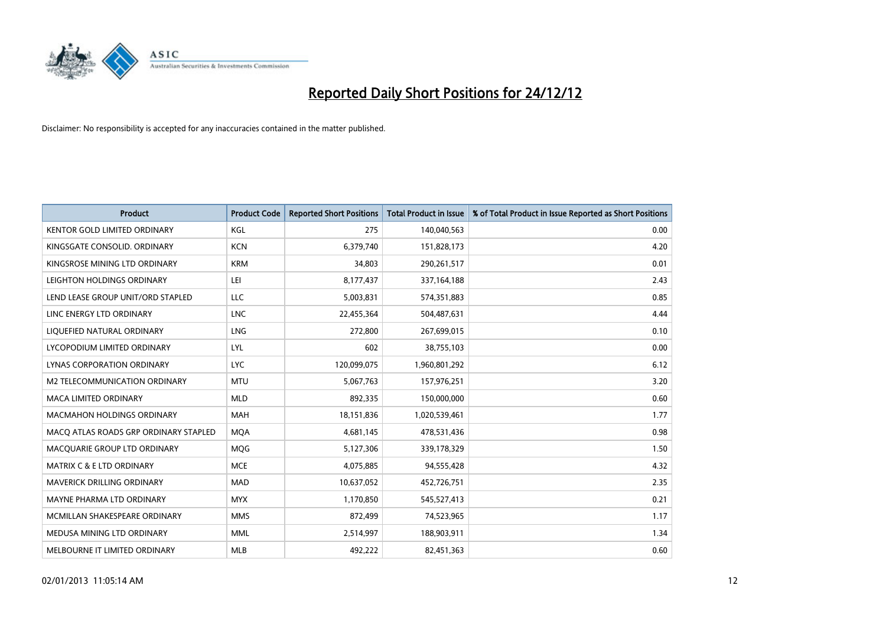# Reported Daily Short Positions for 24/12/12

Disclaimer: No responsibility is accepted for any inaccuracies contained in the matter published.

| Product | Product Code | Reported Short Positions | Total Product in Issue | % of Total Product in Issue Reported as Short Positions |
|---|---|---|---|---|
| KENTOR GOLD LIMITED ORDINARY | KGL | 275 | 140,040,563 | 0.00 |
| KINGSGATE CONSOLID. ORDINARY | KCN | 6,379,740 | 151,828,173 | 4.20 |
| KINGSROSE MINING LTD ORDINARY | KRM | 34,803 | 290,261,517 | 0.01 |
| LEIGHTON HOLDINGS ORDINARY | LEI | 8,177,437 | 337,164,188 | 2.43 |
| LEND LEASE GROUP UNIT/ORD STAPLED | LLC | 5,003,831 | 574,351,883 | 0.85 |
| LINC ENERGY LTD ORDINARY | LNC | 22,455,364 | 504,487,631 | 4.44 |
| LIQUEFIED NATURAL ORDINARY | LNG | 272,800 | 267,699,015 | 0.10 |
| LYCOPODIUM LIMITED ORDINARY | LYL | 602 | 38,755,103 | 0.00 |
| LYNAS CORPORATION ORDINARY | LYC | 120,099,075 | 1,960,801,292 | 6.12 |
| M2 TELECOMMUNICATION ORDINARY | MTU | 5,067,763 | 157,976,251 | 3.20 |
| MACA LIMITED ORDINARY | MLD | 892,335 | 150,000,000 | 0.60 |
| MACMAHON HOLDINGS ORDINARY | MAH | 18,151,836 | 1,020,539,461 | 1.77 |
| MACQ ATLAS ROADS GRP ORDINARY STAPLED | MQA | 4,681,145 | 478,531,436 | 0.98 |
| MACQUARIE GROUP LTD ORDINARY | MQG | 5,127,306 | 339,178,329 | 1.50 |
| MATRIX C & E LTD ORDINARY | MCE | 4,075,885 | 94,555,428 | 4.32 |
| MAVERICK DRILLING ORDINARY | MAD | 10,637,052 | 452,726,751 | 2.35 |
| MAYNE PHARMA LTD ORDINARY | MYX | 1,170,850 | 545,527,413 | 0.21 |
| MCMILLAN SHAKESPEARE ORDINARY | MMS | 872,499 | 74,523,965 | 1.17 |
| MEDUSA MINING LTD ORDINARY | MML | 2,514,997 | 188,903,911 | 1.34 |
| MELBOURNE IT LIMITED ORDINARY | MLB | 492,222 | 82,451,363 | 0.60 |

02/01/2013 11:05:14 AM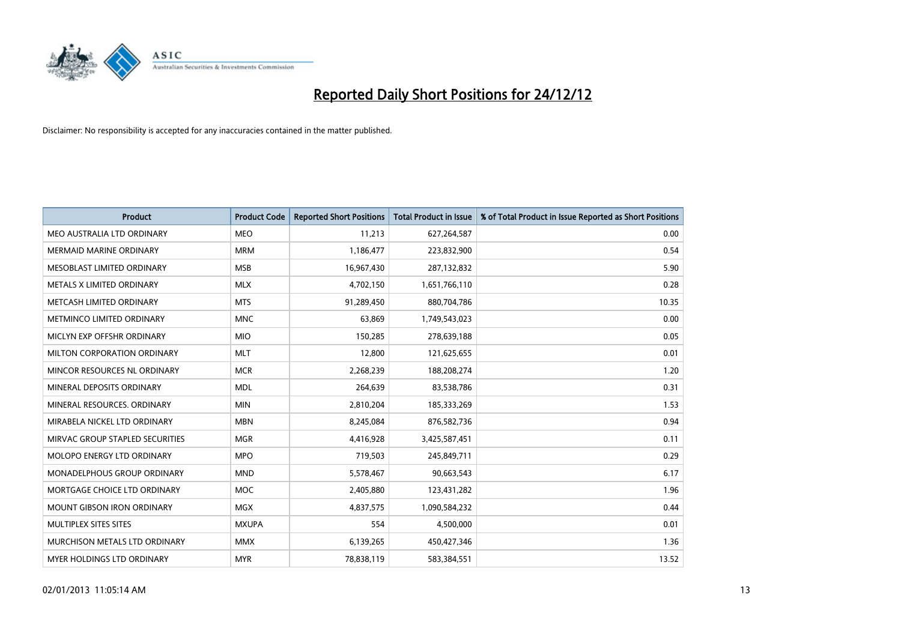# Reported Daily Short Positions for 24/12/12

Disclaimer: No responsibility is accepted for any inaccuracies contained in the matter published.

| Product | Product Code | Reported Short Positions | Total Product in Issue | % of Total Product in Issue Reported as Short Positions |
|---|---|---|---|---|
| MEO AUSTRALIA LTD ORDINARY | MEO | 11,213 | 627,264,587 | 0.00 |
| MERMAID MARINE ORDINARY | MRM | 1,186,477 | 223,832,900 | 0.54 |
| MESOBLAST LIMITED ORDINARY | MSB | 16,967,430 | 287,132,832 | 5.90 |
| METALS X LIMITED ORDINARY | MLX | 4,702,150 | 1,651,766,110 | 0.28 |
| METCASH LIMITED ORDINARY | MTS | 91,289,450 | 880,704,786 | 10.35 |
| METMINCO LIMITED ORDINARY | MNC | 63,869 | 1,749,543,023 | 0.00 |
| MICLYN EXP OFFSHR ORDINARY | MIO | 150,285 | 278,639,188 | 0.05 |
| MILTON CORPORATION ORDINARY | MLT | 12,800 | 121,625,655 | 0.01 |
| MINCOR RESOURCES NL ORDINARY | MCR | 2,268,239 | 188,208,274 | 1.20 |
| MINERAL DEPOSITS ORDINARY | MDL | 264,639 | 83,538,786 | 0.31 |
| MINERAL RESOURCES. ORDINARY | MIN | 2,810,204 | 185,333,269 | 1.53 |
| MIRABELA NICKEL LTD ORDINARY | MBN | 8,245,084 | 876,582,736 | 0.94 |
| MIRVAC GROUP STAPLED SECURITIES | MGR | 4,416,928 | 3,425,587,451 | 0.11 |
| MOLOPO ENERGY LTD ORDINARY | MPO | 719,503 | 245,849,711 | 0.29 |
| MONADELPHOUS GROUP ORDINARY | MND | 5,578,467 | 90,663,543 | 6.17 |
| MORTGAGE CHOICE LTD ORDINARY | MOC | 2,405,880 | 123,431,282 | 1.96 |
| MOUNT GIBSON IRON ORDINARY | MGX | 4,837,575 | 1,090,584,232 | 0.44 |
| MULTIPLEX SITES SITES | MXUPA | 554 | 4,500,000 | 0.01 |
| MURCHISON METALS LTD ORDINARY | MMX | 6,139,265 | 450,427,346 | 1.36 |
| MYER HOLDINGS LTD ORDINARY | MYR | 78,838,119 | 583,384,551 | 13.52 |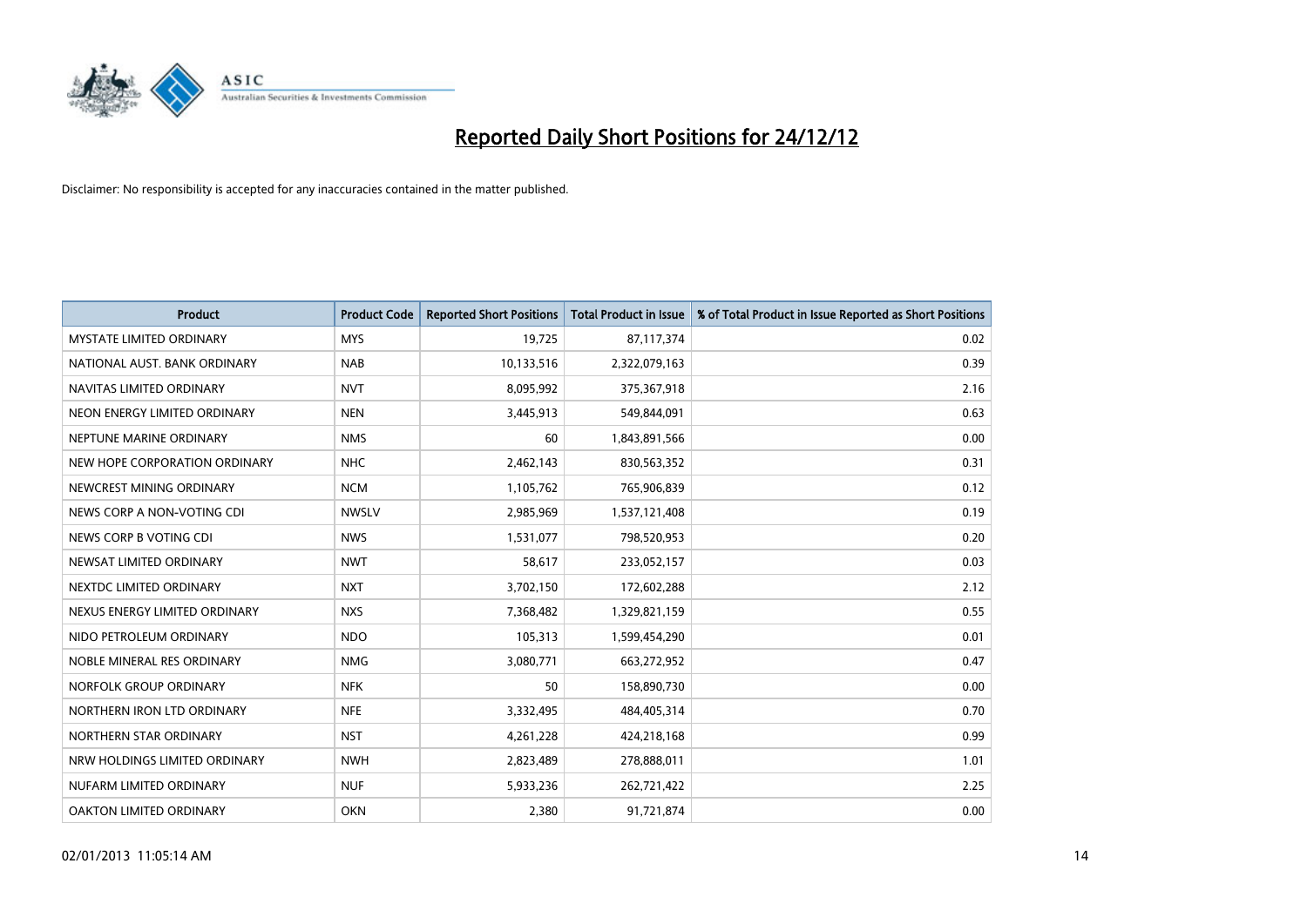# Reported Daily Short Positions for 24/12/12

Disclaimer: No responsibility is accepted for any inaccuracies contained in the matter published.

| Product | Product Code | Reported Short Positions | Total Product in Issue | % of Total Product in Issue Reported as Short Positions |
|---|---|---|---|---|
| MYSTATE LIMITED ORDINARY | MYS | 19,725 | 87,117,374 | 0.02 |
| NATIONAL AUST. BANK ORDINARY | NAB | 10,133,516 | 2,322,079,163 | 0.39 |
| NAVITAS LIMITED ORDINARY | NVT | 8,095,992 | 375,367,918 | 2.16 |
| NEON ENERGY LIMITED ORDINARY | NEN | 3,445,913 | 549,844,091 | 0.63 |
| NEPTUNE MARINE ORDINARY | NMS | 60 | 1,843,891,566 | 0.00 |
| NEW HOPE CORPORATION ORDINARY | NHC | 2,462,143 | 830,563,352 | 0.31 |
| NEWCREST MINING ORDINARY | NCM | 1,105,762 | 765,906,839 | 0.12 |
| NEWS CORP A NON-VOTING CDI | NWSLV | 2,985,969 | 1,537,121,408 | 0.19 |
| NEWS CORP B VOTING CDI | NWS | 1,531,077 | 798,520,953 | 0.20 |
| NEWSAT LIMITED ORDINARY | NWT | 58,617 | 233,052,157 | 0.03 |
| NEXTDC LIMITED ORDINARY | NXT | 3,702,150 | 172,602,288 | 2.12 |
| NEXUS ENERGY LIMITED ORDINARY | NXS | 7,368,482 | 1,329,821,159 | 0.55 |
| NIDO PETROLEUM ORDINARY | NDO | 105,313 | 1,599,454,290 | 0.01 |
| NOBLE MINERAL RES ORDINARY | NMG | 3,080,771 | 663,272,952 | 0.47 |
| NORFOLK GROUP ORDINARY | NFK | 50 | 158,890,730 | 0.00 |
| NORTHERN IRON LTD ORDINARY | NFE | 3,332,495 | 484,405,314 | 0.70 |
| NORTHERN STAR ORDINARY | NST | 4,261,228 | 424,218,168 | 0.99 |
| NRW HOLDINGS LIMITED ORDINARY | NWH | 2,823,489 | 278,888,011 | 1.01 |
| NUFARM LIMITED ORDINARY | NUF | 5,933,236 | 262,721,422 | 2.25 |
| OAKTON LIMITED ORDINARY | OKN | 2,380 | 91,721,874 | 0.00 |

02/01/2013 11:05:14 AM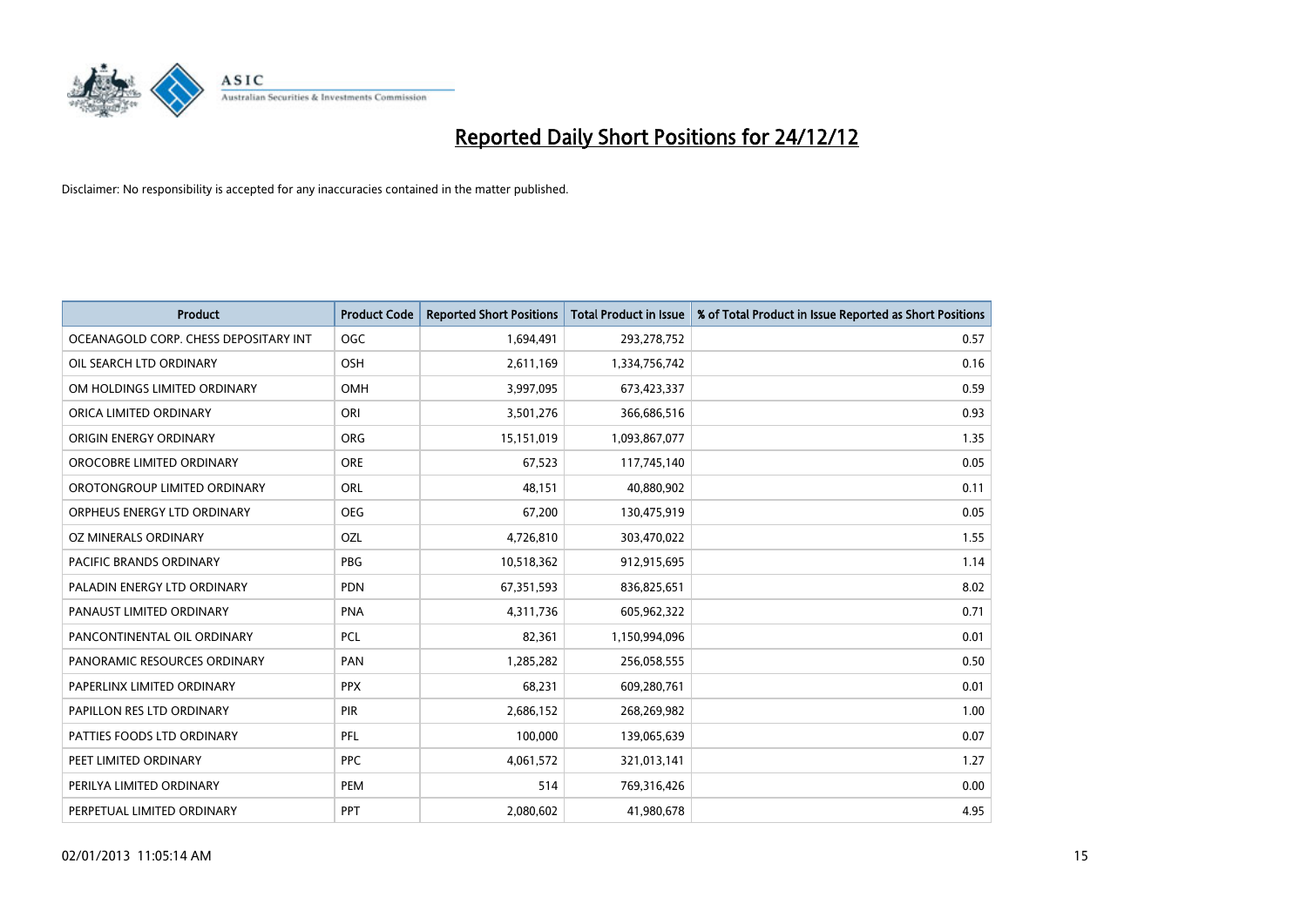# Reported Daily Short Positions for 24/12/12

Disclaimer: No responsibility is accepted for any inaccuracies contained in the matter published.

| Product | Product Code | Reported Short Positions | Total Product in Issue | % of Total Product in Issue Reported as Short Positions |
|---|---|---|---|---|
| OCEANAGOLD CORP. CHESS DEPOSITARY INT | OGC | 1,694,491 | 293,278,752 | 0.57 |
| OIL SEARCH LTD ORDINARY | OSH | 2,611,169 | 1,334,756,742 | 0.16 |
| OM HOLDINGS LIMITED ORDINARY | OMH | 3,997,095 | 673,423,337 | 0.59 |
| ORICA LIMITED ORDINARY | ORI | 3,501,276 | 366,686,516 | 0.93 |
| ORIGIN ENERGY ORDINARY | ORG | 15,151,019 | 1,093,867,077 | 1.35 |
| OROCOBRE LIMITED ORDINARY | ORE | 67,523 | 117,745,140 | 0.05 |
| OROTONGROUP LIMITED ORDINARY | ORL | 48,151 | 40,880,902 | 0.11 |
| ORPHEUS ENERGY LTD ORDINARY | OEG | 67,200 | 130,475,919 | 0.05 |
| OZ MINERALS ORDINARY | OZL | 4,726,810 | 303,470,022 | 1.55 |
| PACIFIC BRANDS ORDINARY | PBG | 10,518,362 | 912,915,695 | 1.14 |
| PALADIN ENERGY LTD ORDINARY | PDN | 67,351,593 | 836,825,651 | 8.02 |
| PANAUST LIMITED ORDINARY | PNA | 4,311,736 | 605,962,322 | 0.71 |
| PANCONTINENTAL OIL ORDINARY | PCL | 82,361 | 1,150,994,096 | 0.01 |
| PANORAMIC RESOURCES ORDINARY | PAN | 1,285,282 | 256,058,555 | 0.50 |
| PAPERLINX LIMITED ORDINARY | PPX | 68,231 | 609,280,761 | 0.01 |
| PAPILLON RES LTD ORDINARY | PIR | 2,686,152 | 268,269,982 | 1.00 |
| PATTIES FOODS LTD ORDINARY | PFL | 100,000 | 139,065,639 | 0.07 |
| PEET LIMITED ORDINARY | PPC | 4,061,572 | 321,013,141 | 1.27 |
| PERILYA LIMITED ORDINARY | PEM | 514 | 769,316,426 | 0.00 |
| PERPETUAL LIMITED ORDINARY | PPT | 2,080,602 | 41,980,678 | 4.95 |

02/01/2013 11:05:14 AM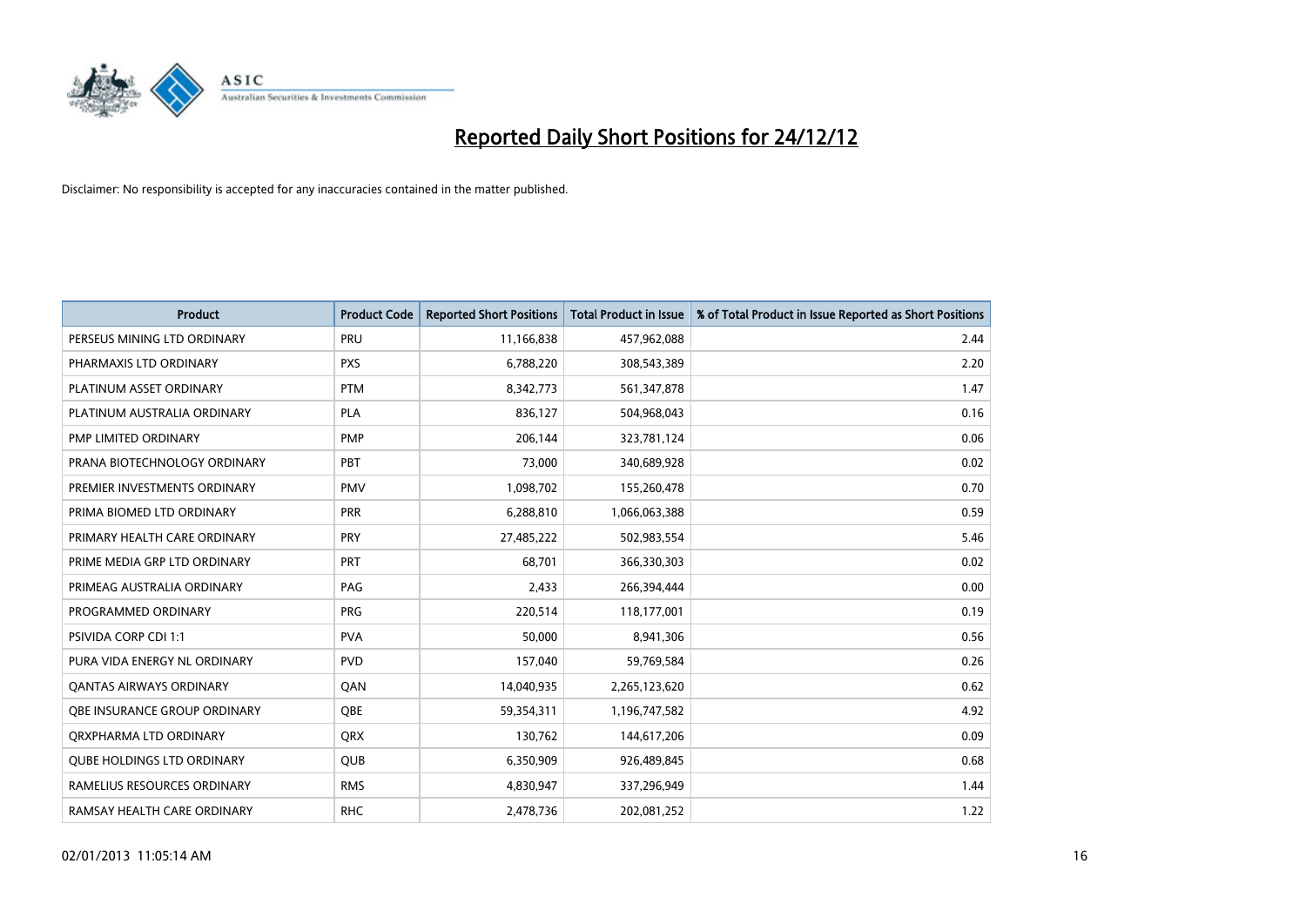# Reported Daily Short Positions for 24/12/12

Disclaimer: No responsibility is accepted for any inaccuracies contained in the matter published.

| Product | Product Code | Reported Short Positions | Total Product in Issue | % of Total Product in Issue Reported as Short Positions |
|---|---|---|---|---|
| PERSEUS MINING LTD ORDINARY | PRU | 11,166,838 | 457,962,088 | 2.44 |
| PHARMAXIS LTD ORDINARY | PXS | 6,788,220 | 308,543,389 | 2.20 |
| PLATINUM ASSET ORDINARY | PTM | 8,342,773 | 561,347,878 | 1.47 |
| PLATINUM AUSTRALIA ORDINARY | PLA | 836,127 | 504,968,043 | 0.16 |
| PMP LIMITED ORDINARY | PMP | 206,144 | 323,781,124 | 0.06 |
| PRANA BIOTECHNOLOGY ORDINARY | PBT | 73,000 | 340,689,928 | 0.02 |
| PREMIER INVESTMENTS ORDINARY | PMV | 1,098,702 | 155,260,478 | 0.70 |
| PRIMA BIOMED LTD ORDINARY | PRR | 6,288,810 | 1,066,063,388 | 0.59 |
| PRIMARY HEALTH CARE ORDINARY | PRY | 27,485,222 | 502,983,554 | 5.46 |
| PRIME MEDIA GRP LTD ORDINARY | PRT | 68,701 | 366,330,303 | 0.02 |
| PRIMEAG AUSTRALIA ORDINARY | PAG | 2,433 | 266,394,444 | 0.00 |
| PROGRAMMED ORDINARY | PRG | 220,514 | 118,177,001 | 0.19 |
| PSIVIDA CORP CDI 1:1 | PVA | 50,000 | 8,941,306 | 0.56 |
| PURA VIDA ENERGY NL ORDINARY | PVD | 157,040 | 59,769,584 | 0.26 |
| QANTAS AIRWAYS ORDINARY | QAN | 14,040,935 | 2,265,123,620 | 0.62 |
| QBE INSURANCE GROUP ORDINARY | QBE | 59,354,311 | 1,196,747,582 | 4.92 |
| QRXPHARMA LTD ORDINARY | QRX | 130,762 | 144,617,206 | 0.09 |
| QUBE HOLDINGS LTD ORDINARY | QUB | 6,350,909 | 926,489,845 | 0.68 |
| RAMELIUS RESOURCES ORDINARY | RMS | 4,830,947 | 337,296,949 | 1.44 |
| RAMSAY HEALTH CARE ORDINARY | RHC | 2,478,736 | 202,081,252 | 1.22 |

02/01/2013 11:05:14 AM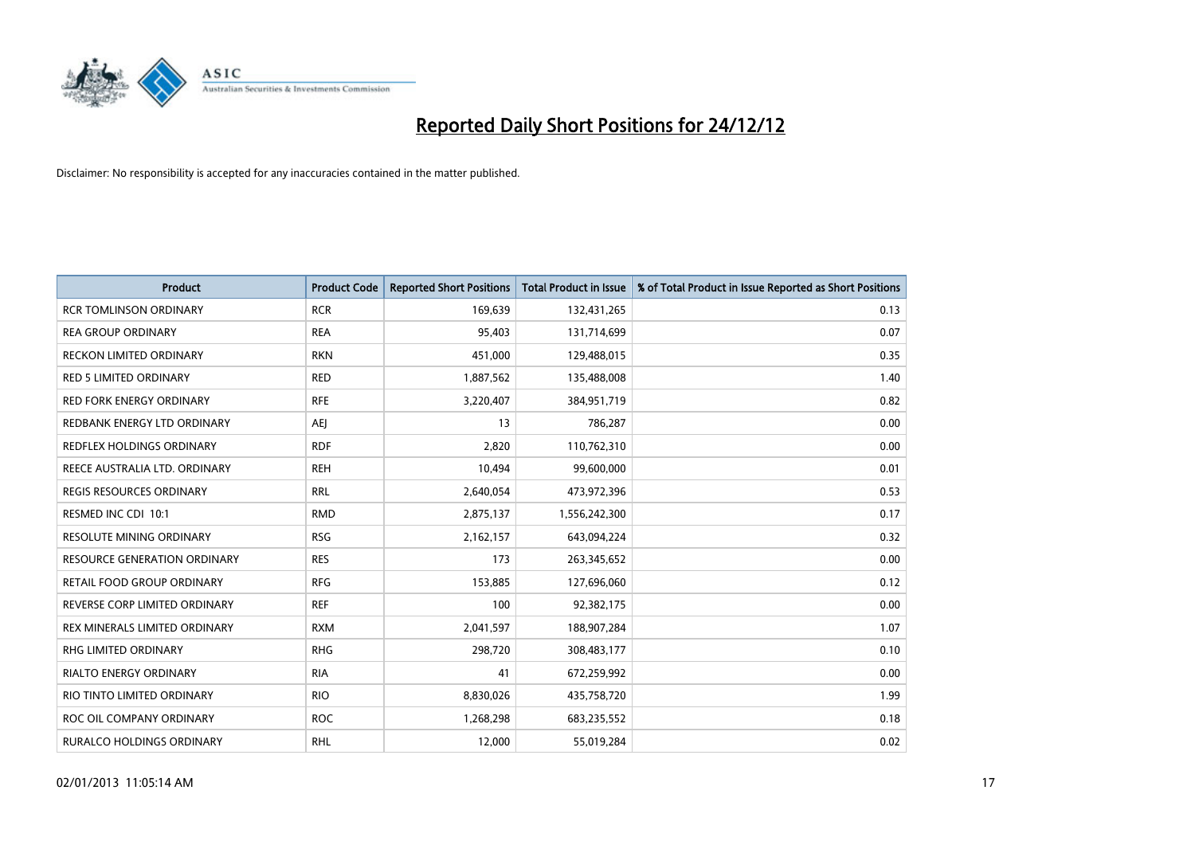# Reported Daily Short Positions for 24/12/12

Disclaimer: No responsibility is accepted for any inaccuracies contained in the matter published.

| Product | Product Code | Reported Short Positions | Total Product in Issue | % of Total Product in Issue Reported as Short Positions |
|---|---|---|---|---|
| RCR TOMLINSON ORDINARY | RCR | 169,639 | 132,431,265 | 0.13 |
| REA GROUP ORDINARY | REA | 95,403 | 131,714,699 | 0.07 |
| RECKON LIMITED ORDINARY | RKN | 451,000 | 129,488,015 | 0.35 |
| RED 5 LIMITED ORDINARY | RED | 1,887,562 | 135,488,008 | 1.40 |
| RED FORK ENERGY ORDINARY | RFE | 3,220,407 | 384,951,719 | 0.82 |
| REDBANK ENERGY LTD ORDINARY | AEJ | 13 | 786,287 | 0.00 |
| REDFLEX HOLDINGS ORDINARY | RDF | 2,820 | 110,762,310 | 0.00 |
| REECE AUSTRALIA LTD. ORDINARY | REH | 10,494 | 99,600,000 | 0.01 |
| REGIS RESOURCES ORDINARY | RRL | 2,640,054 | 473,972,396 | 0.53 |
| RESMED INC CDI 10:1 | RMD | 2,875,137 | 1,556,242,300 | 0.17 |
| RESOLUTE MINING ORDINARY | RSG | 2,162,157 | 643,094,224 | 0.32 |
| RESOURCE GENERATION ORDINARY | RES | 173 | 263,345,652 | 0.00 |
| RETAIL FOOD GROUP ORDINARY | RFG | 153,885 | 127,696,060 | 0.12 |
| REVERSE CORP LIMITED ORDINARY | REF | 100 | 92,382,175 | 0.00 |
| REX MINERALS LIMITED ORDINARY | RXM | 2,041,597 | 188,907,284 | 1.07 |
| RHG LIMITED ORDINARY | RHG | 298,720 | 308,483,177 | 0.10 |
| RIALTO ENERGY ORDINARY | RIA | 41 | 672,259,992 | 0.00 |
| RIO TINTO LIMITED ORDINARY | RIO | 8,830,026 | 435,758,720 | 1.99 |
| ROC OIL COMPANY ORDINARY | ROC | 1,268,298 | 683,235,552 | 0.18 |
| RURALCO HOLDINGS ORDINARY | RHL | 12,000 | 55,019,284 | 0.02 |

02/01/2013 11:05:14 AM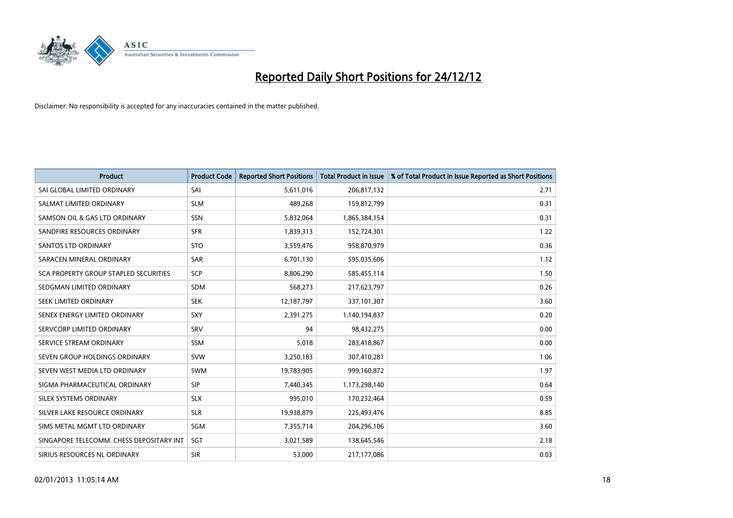# Reported Daily Short Positions for 24/12/12

Disclaimer: No responsibility is accepted for any inaccuracies contained in the matter published.

| Product | Product Code | Reported Short Positions | Total Product in Issue | % of Total Product in Issue Reported as Short Positions |
|---|---|---|---|---|
| SAI GLOBAL LIMITED ORDINARY | SAI | 5,611,016 | 206,817,132 | 2.71 |
| SALMAT LIMITED ORDINARY | SLM | 489,268 | 159,812,799 | 0.31 |
| SAMSON OIL & GAS LTD ORDINARY | SSN | 5,832,064 | 1,865,384,154 | 0.31 |
| SANDFIRE RESOURCES ORDINARY | SFR | 1,839,313 | 152,724,301 | 1.22 |
| SANTOS LTD ORDINARY | STO | 3,559,476 | 958,870,979 | 0.36 |
| SARACEN MINERAL ORDINARY | SAR | 6,701,130 | 595,035,606 | 1.12 |
| SCA PROPERTY GROUP STAPLED SECURITIES | SCP | 8,806,290 | 585,455,114 | 1.50 |
| SEDGMAN LIMITED ORDINARY | SDM | 568,273 | 217,623,797 | 0.26 |
| SEEK LIMITED ORDINARY | SEK | 12,187,797 | 337,101,307 | 3.60 |
| SENEX ENERGY LIMITED ORDINARY | SXY | 2,391,275 | 1,140,194,837 | 0.20 |
| SERVCORP LIMITED ORDINARY | SRV | 94 | 98,432,275 | 0.00 |
| SERVICE STREAM ORDINARY | SSM | 5,018 | 283,418,867 | 0.00 |
| SEVEN GROUP HOLDINGS ORDINARY | SVW | 3,250,183 | 307,410,281 | 1.06 |
| SEVEN WEST MEDIA LTD ORDINARY | SWM | 19,783,905 | 999,160,872 | 1.97 |
| SIGMA PHARMACEUTICAL ORDINARY | SIP | 7,440,345 | 1,173,298,140 | 0.64 |
| SILEX SYSTEMS ORDINARY | SLX | 995,010 | 170,232,464 | 0.59 |
| SILVER LAKE RESOURCE ORDINARY | SLR | 19,938,879 | 225,493,476 | 8.85 |
| SIMS METAL MGMT LTD ORDINARY | SGM | 7,355,714 | 204,296,106 | 3.60 |
| SINGAPORE TELECOMM. CHESS DEPOSITARY INT | SGT | 3,021,589 | 138,645,546 | 2.18 |
| SIRIUS RESOURCES NL ORDINARY | SIR | 53,000 | 217,177,086 | 0.03 |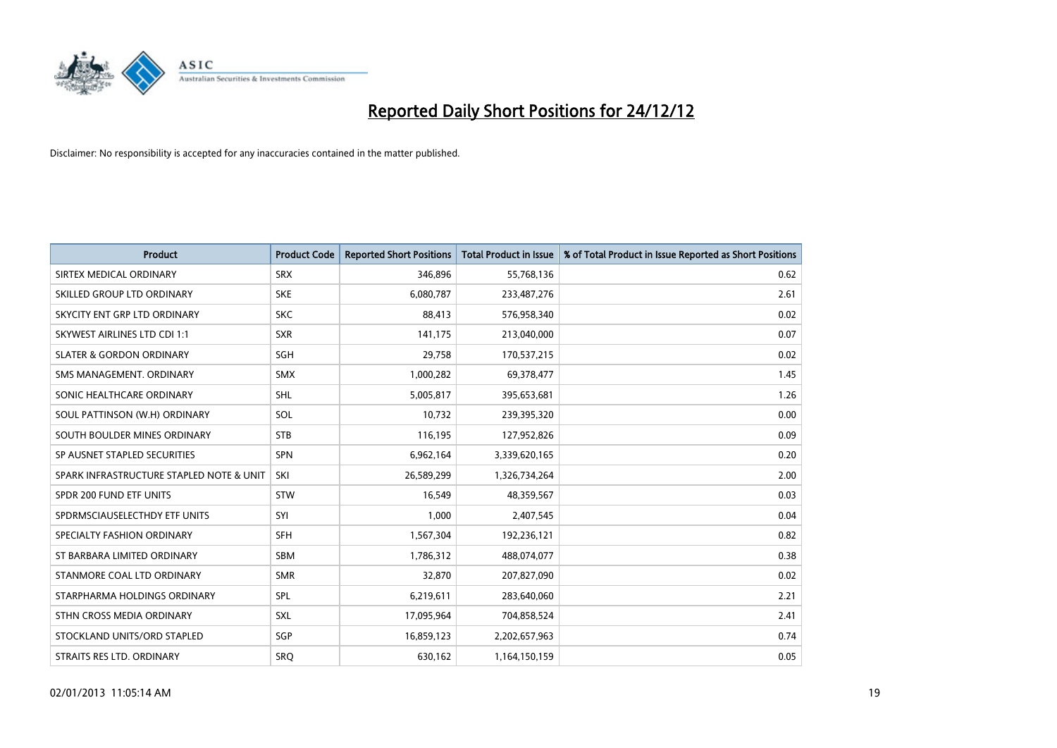# Reported Daily Short Positions for 24/12/12

Disclaimer: No responsibility is accepted for any inaccuracies contained in the matter published.

| Product | Product Code | Reported Short Positions | Total Product in Issue | % of Total Product in Issue Reported as Short Positions |
|---|---|---|---|---|
| SIRTEX MEDICAL ORDINARY | SRX | 346,896 | 55,768,136 | 0.62 |
| SKILLED GROUP LTD ORDINARY | SKE | 6,080,787 | 233,487,276 | 2.61 |
| SKYCITY ENT GRP LTD ORDINARY | SKC | 88,413 | 576,958,340 | 0.02 |
| SKYWEST AIRLINES LTD CDI 1:1 | SXR | 141,175 | 213,040,000 | 0.07 |
| SLATER & GORDON ORDINARY | SGH | 29,758 | 170,537,215 | 0.02 |
| SMS MANAGEMENT. ORDINARY | SMX | 1,000,282 | 69,378,477 | 1.45 |
| SONIC HEALTHCARE ORDINARY | SHL | 5,005,817 | 395,653,681 | 1.26 |
| SOUL PATTINSON (W.H) ORDINARY | SOL | 10,732 | 239,395,320 | 0.00 |
| SOUTH BOULDER MINES ORDINARY | STB | 116,195 | 127,952,826 | 0.09 |
| SP AUSNET STAPLED SECURITIES | SPN | 6,962,164 | 3,339,620,165 | 0.20 |
| SPARK INFRASTRUCTURE STAPLED NOTE & UNIT | SKI | 26,589,299 | 1,326,734,264 | 2.00 |
| SPDR 200 FUND ETF UNITS | STW | 16,549 | 48,359,567 | 0.03 |
| SPDRMSCIAUSELECTHDY ETF UNITS | SYI | 1,000 | 2,407,545 | 0.04 |
| SPECIALTY FASHION ORDINARY | SFH | 1,567,304 | 192,236,121 | 0.82 |
| ST BARBARA LIMITED ORDINARY | SBM | 1,786,312 | 488,074,077 | 0.38 |
| STANMORE COAL LTD ORDINARY | SMR | 32,870 | 207,827,090 | 0.02 |
| STARPHARMA HOLDINGS ORDINARY | SPL | 6,219,611 | 283,640,060 | 2.21 |
| STHN CROSS MEDIA ORDINARY | SXL | 17,095,964 | 704,858,524 | 2.41 |
| STOCKLAND UNITS/ORD STAPLED | SGP | 16,859,123 | 2,202,657,963 | 0.74 |
| STRAITS RES LTD. ORDINARY | SRQ | 630,162 | 1,164,150,159 | 0.05 |

02/01/2013 11:05:14 AM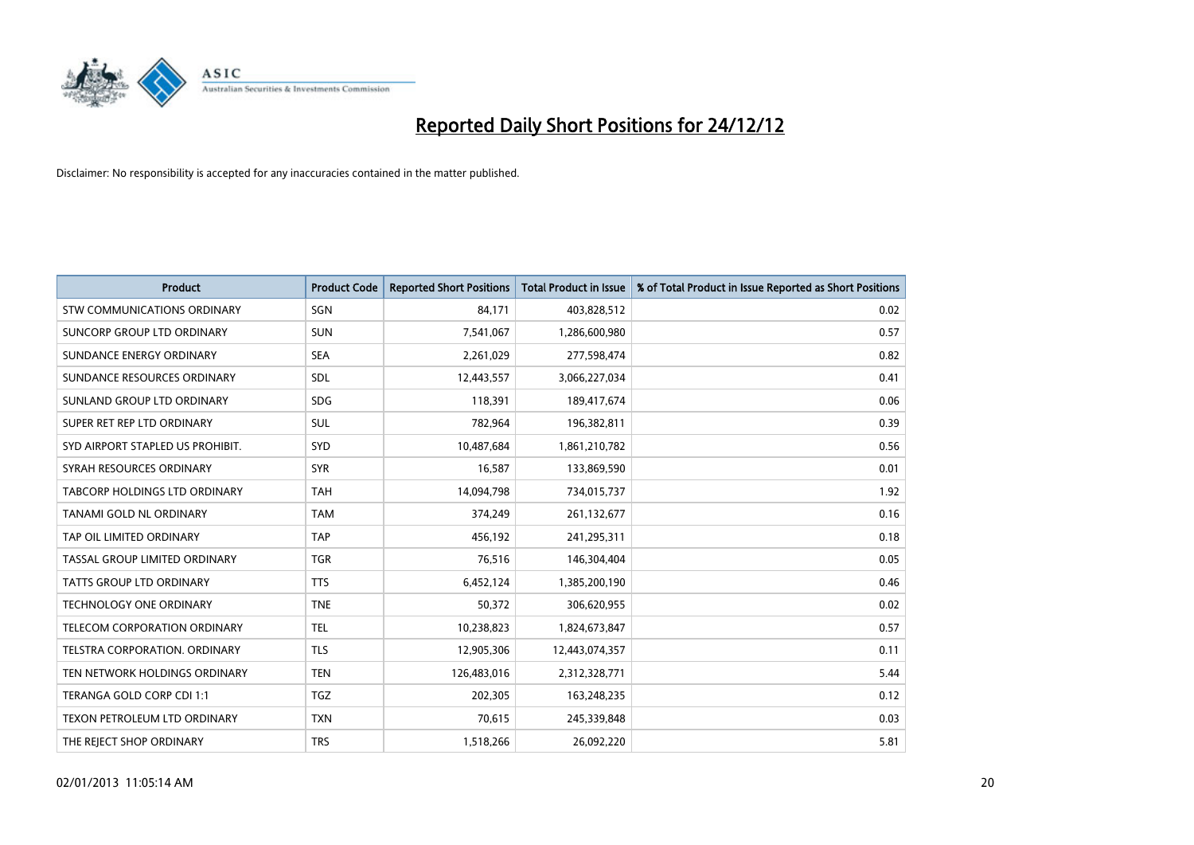# Reported Daily Short Positions for 24/12/12

Disclaimer: No responsibility is accepted for any inaccuracies contained in the matter published.

| Product | Product Code | Reported Short Positions | Total Product in Issue | % of Total Product in Issue Reported as Short Positions |
|---|---|---|---|---|
| STW COMMUNICATIONS ORDINARY | SGN | 84,171 | 403,828,512 | 0.02 |
| SUNCORP GROUP LTD ORDINARY | SUN | 7,541,067 | 1,286,600,980 | 0.57 |
| SUNDANCE ENERGY ORDINARY | SEA | 2,261,029 | 277,598,474 | 0.82 |
| SUNDANCE RESOURCES ORDINARY | SDL | 12,443,557 | 3,066,227,034 | 0.41 |
| SUNLAND GROUP LTD ORDINARY | SDG | 118,391 | 189,417,674 | 0.06 |
| SUPER RET REP LTD ORDINARY | SUL | 782,964 | 196,382,811 | 0.39 |
| SYD AIRPORT STAPLED US PROHIBIT. | SYD | 10,487,684 | 1,861,210,782 | 0.56 |
| SYRAH RESOURCES ORDINARY | SYR | 16,587 | 133,869,590 | 0.01 |
| TABCORP HOLDINGS LTD ORDINARY | TAH | 14,094,798 | 734,015,737 | 1.92 |
| TANAMI GOLD NL ORDINARY | TAM | 374,249 | 261,132,677 | 0.16 |
| TAP OIL LIMITED ORDINARY | TAP | 456,192 | 241,295,311 | 0.18 |
| TASSAL GROUP LIMITED ORDINARY | TGR | 76,516 | 146,304,404 | 0.05 |
| TATTS GROUP LTD ORDINARY | TTS | 6,452,124 | 1,385,200,190 | 0.46 |
| TECHNOLOGY ONE ORDINARY | TNE | 50,372 | 306,620,955 | 0.02 |
| TELECOM CORPORATION ORDINARY | TEL | 10,238,823 | 1,824,673,847 | 0.57 |
| TELSTRA CORPORATION. ORDINARY | TLS | 12,905,306 | 12,443,074,357 | 0.11 |
| TEN NETWORK HOLDINGS ORDINARY | TEN | 126,483,016 | 2,312,328,771 | 5.44 |
| TERANGA GOLD CORP CDI 1:1 | TGZ | 202,305 | 163,248,235 | 0.12 |
| TEXON PETROLEUM LTD ORDINARY | TXN | 70,615 | 245,339,848 | 0.03 |
| THE REJECT SHOP ORDINARY | TRS | 1,518,266 | 26,092,220 | 5.81 |

02/01/2013 11:05:14 AM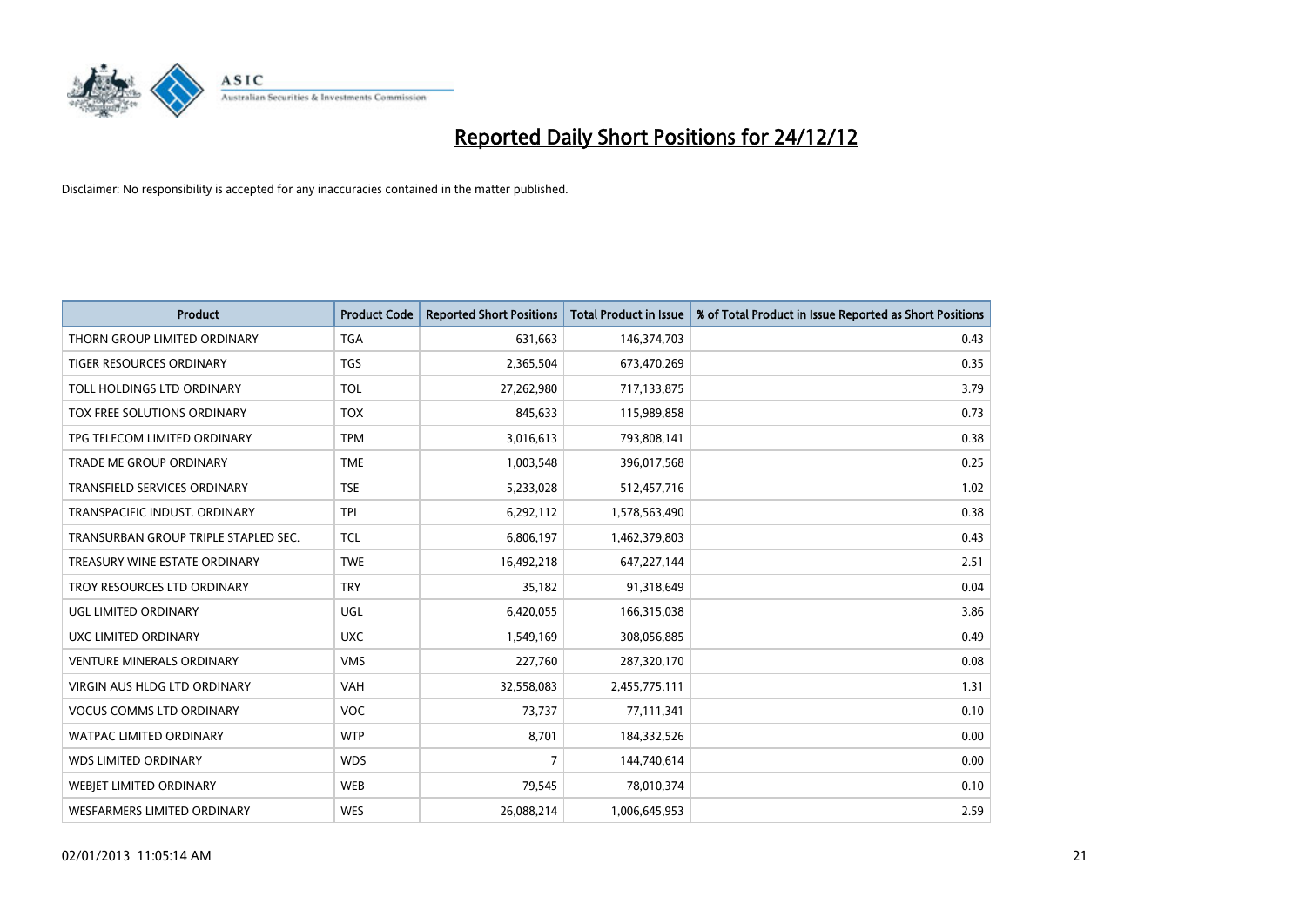# Reported Daily Short Positions for 24/12/12

Disclaimer: No responsibility is accepted for any inaccuracies contained in the matter published.

| Product | Product Code | Reported Short Positions | Total Product in Issue | % of Total Product in Issue Reported as Short Positions |
|---|---|---|---|---|
| THORN GROUP LIMITED ORDINARY | TGA | 631,663 | 146,374,703 | 0.43 |
| TIGER RESOURCES ORDINARY | TGS | 2,365,504 | 673,470,269 | 0.35 |
| TOLL HOLDINGS LTD ORDINARY | TOL | 27,262,980 | 717,133,875 | 3.79 |
| TOX FREE SOLUTIONS ORDINARY | TOX | 845,633 | 115,989,858 | 0.73 |
| TPG TELECOM LIMITED ORDINARY | TPM | 3,016,613 | 793,808,141 | 0.38 |
| TRADE ME GROUP ORDINARY | TME | 1,003,548 | 396,017,568 | 0.25 |
| TRANSFIELD SERVICES ORDINARY | TSE | 5,233,028 | 512,457,716 | 1.02 |
| TRANSPACIFIC INDUST. ORDINARY | TPI | 6,292,112 | 1,578,563,490 | 0.38 |
| TRANSURBAN GROUP TRIPLE STAPLED SEC. | TCL | 6,806,197 | 1,462,379,803 | 0.43 |
| TREASURY WINE ESTATE ORDINARY | TWE | 16,492,218 | 647,227,144 | 2.51 |
| TROY RESOURCES LTD ORDINARY | TRY | 35,182 | 91,318,649 | 0.04 |
| UGL LIMITED ORDINARY | UGL | 6,420,055 | 166,315,038 | 3.86 |
| UXC LIMITED ORDINARY | UXC | 1,549,169 | 308,056,885 | 0.49 |
| VENTURE MINERALS ORDINARY | VMS | 227,760 | 287,320,170 | 0.08 |
| VIRGIN AUS HLDG LTD ORDINARY | VAH | 32,558,083 | 2,455,775,111 | 1.31 |
| VOCUS COMMS LTD ORDINARY | VOC | 73,737 | 77,111,341 | 0.10 |
| WATPAC LIMITED ORDINARY | WTP | 8,701 | 184,332,526 | 0.00 |
| WDS LIMITED ORDINARY | WDS | 7 | 144,740,614 | 0.00 |
| WEBJET LIMITED ORDINARY | WEB | 79,545 | 78,010,374 | 0.10 |
| WESFARMERS LIMITED ORDINARY | WES | 26,088,214 | 1,006,645,953 | 2.59 |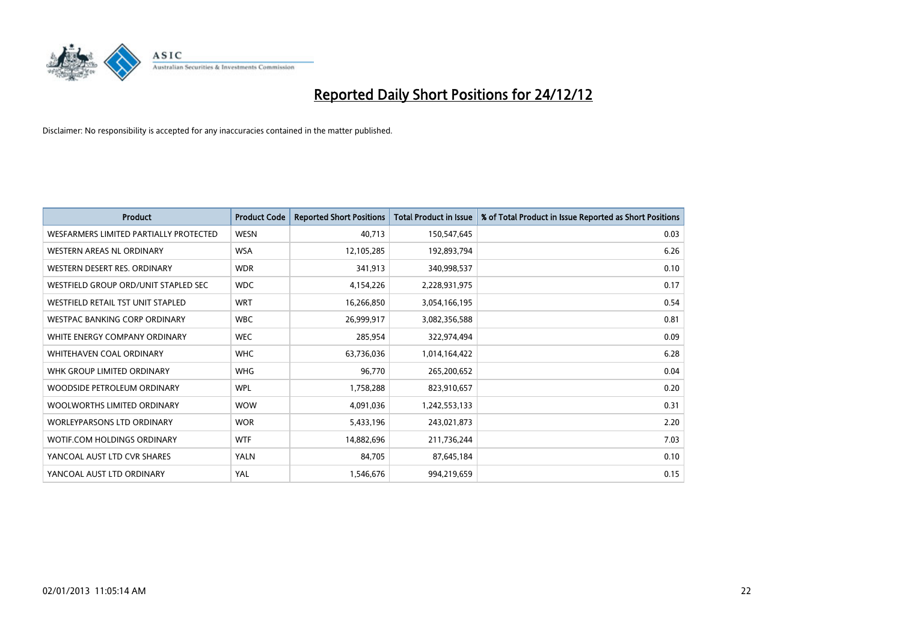# Reported Daily Short Positions for 24/12/12

Disclaimer: No responsibility is accepted for any inaccuracies contained in the matter published.

| Product | Product Code | Reported Short Positions | Total Product in Issue | % of Total Product in Issue Reported as Short Positions |
|---|---|---|---|---|
| WESFARMERS LIMITED PARTIALLY PROTECTED | WESN | 40,713 | 150,547,645 | 0.03 |
| WESTERN AREAS NL ORDINARY | WSA | 12,105,285 | 192,893,794 | 6.26 |
| WESTERN DESERT RES. ORDINARY | WDR | 341,913 | 340,998,537 | 0.10 |
| WESTFIELD GROUP ORD/UNIT STAPLED SEC | WDC | 4,154,226 | 2,228,931,975 | 0.17 |
| WESTFIELD RETAIL TST UNIT STAPLED | WRT | 16,266,850 | 3,054,166,195 | 0.54 |
| WESTPAC BANKING CORP ORDINARY | WBC | 26,999,917 | 3,082,356,588 | 0.81 |
| WHITE ENERGY COMPANY ORDINARY | WEC | 285,954 | 322,974,494 | 0.09 |
| WHITEHAVEN COAL ORDINARY | WHC | 63,736,036 | 1,014,164,422 | 6.28 |
| WHK GROUP LIMITED ORDINARY | WHG | 96,770 | 265,200,652 | 0.04 |
| WOODSIDE PETROLEUM ORDINARY | WPL | 1,758,288 | 823,910,657 | 0.20 |
| WOOLWORTHS LIMITED ORDINARY | WOW | 4,091,036 | 1,242,553,133 | 0.31 |
| WORLEYPARSONS LTD ORDINARY | WOR | 5,433,196 | 243,021,873 | 2.20 |
| WOTIF.COM HOLDINGS ORDINARY | WTF | 14,882,696 | 211,736,244 | 7.03 |
| YANCOAL AUST LTD CVR SHARES | YALN | 84,705 | 87,645,184 | 0.10 |
| YANCOAL AUST LTD ORDINARY | YAL | 1,546,676 | 994,219,659 | 0.15 |